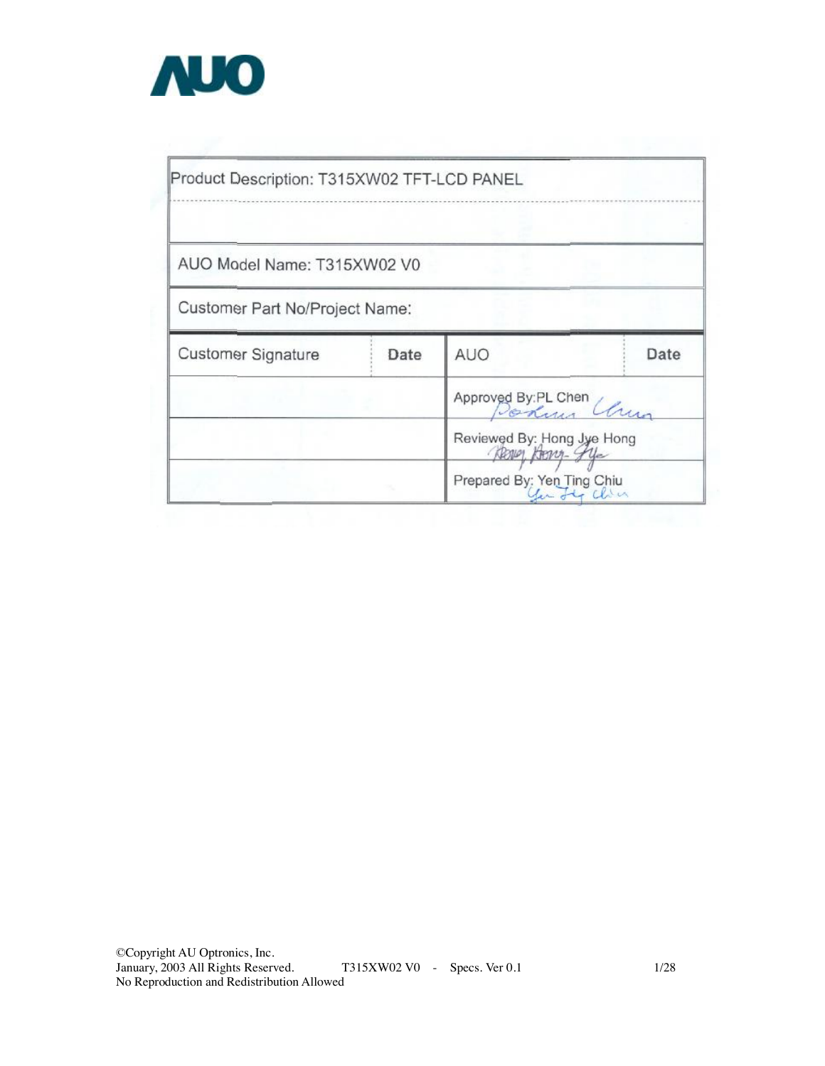AUO

| Product Description: T315XW02 TFT-LCD PANEL | | | |
|---|---|---|---|
| AUO Model Name: T315XW02 V0 | | | |
| Customer Part No/Project Name: | | | |
| Customer Signature | Date | AUO | Date |
| | | Approved By:PL Chen | |
| | | Reviewed By: Hong Jye Hong | |
| | | Prepared By: Yen Ting Chiu | |

©Copyright AU Optronics, Inc.
January, 2003 All Rights Reserved. T315XW02 V0 - Specs. Ver 0.1
No Reproduction and Redistribution Allowed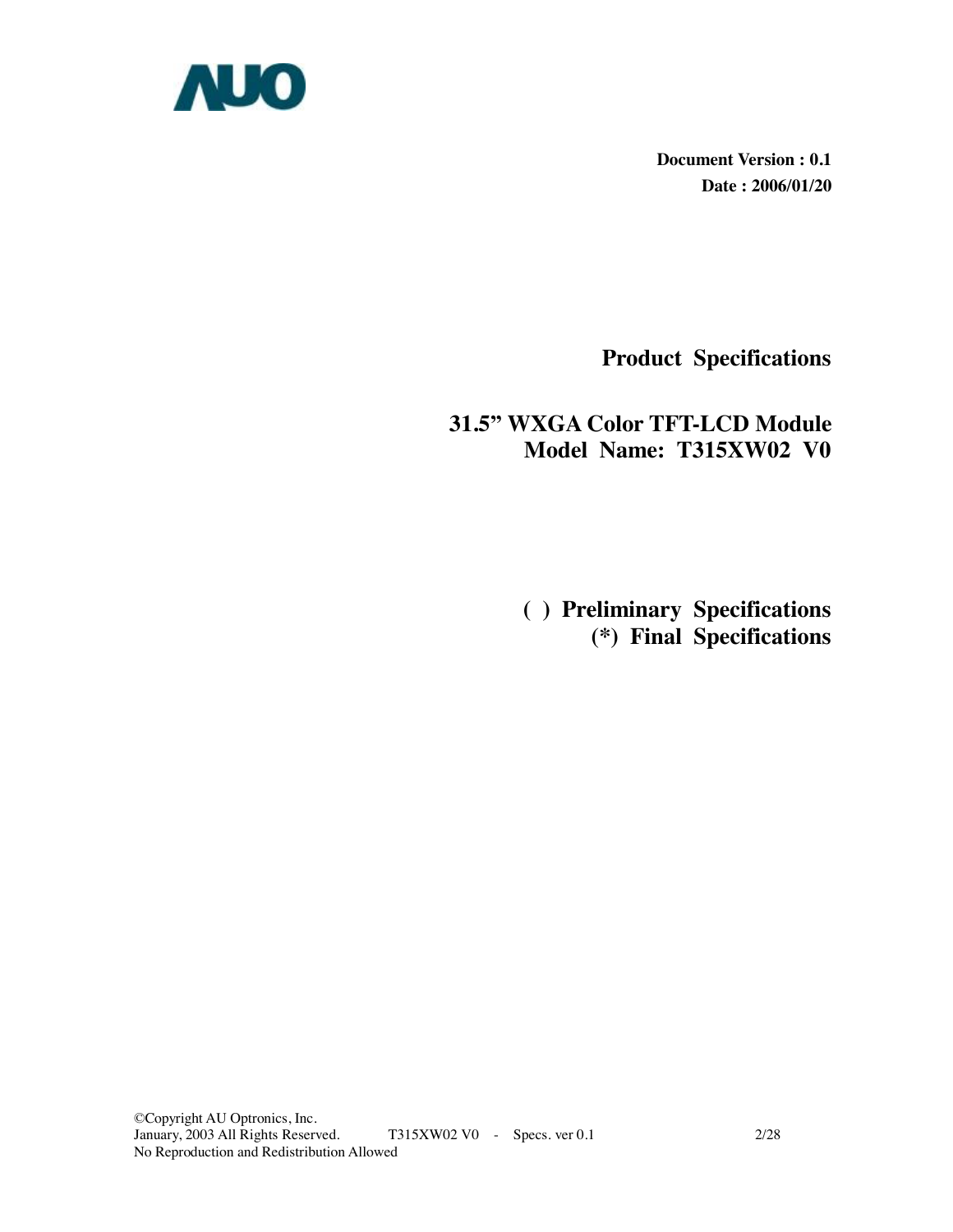**Document Version : 0.1**
**Date : 2006/01/20**

# Product Specifications

## 31.5” WXGA Color TFT-LCD Module
## Model Name: T315XW02 V0

**( ) Preliminary Specifications**
**(*) Final Specifications**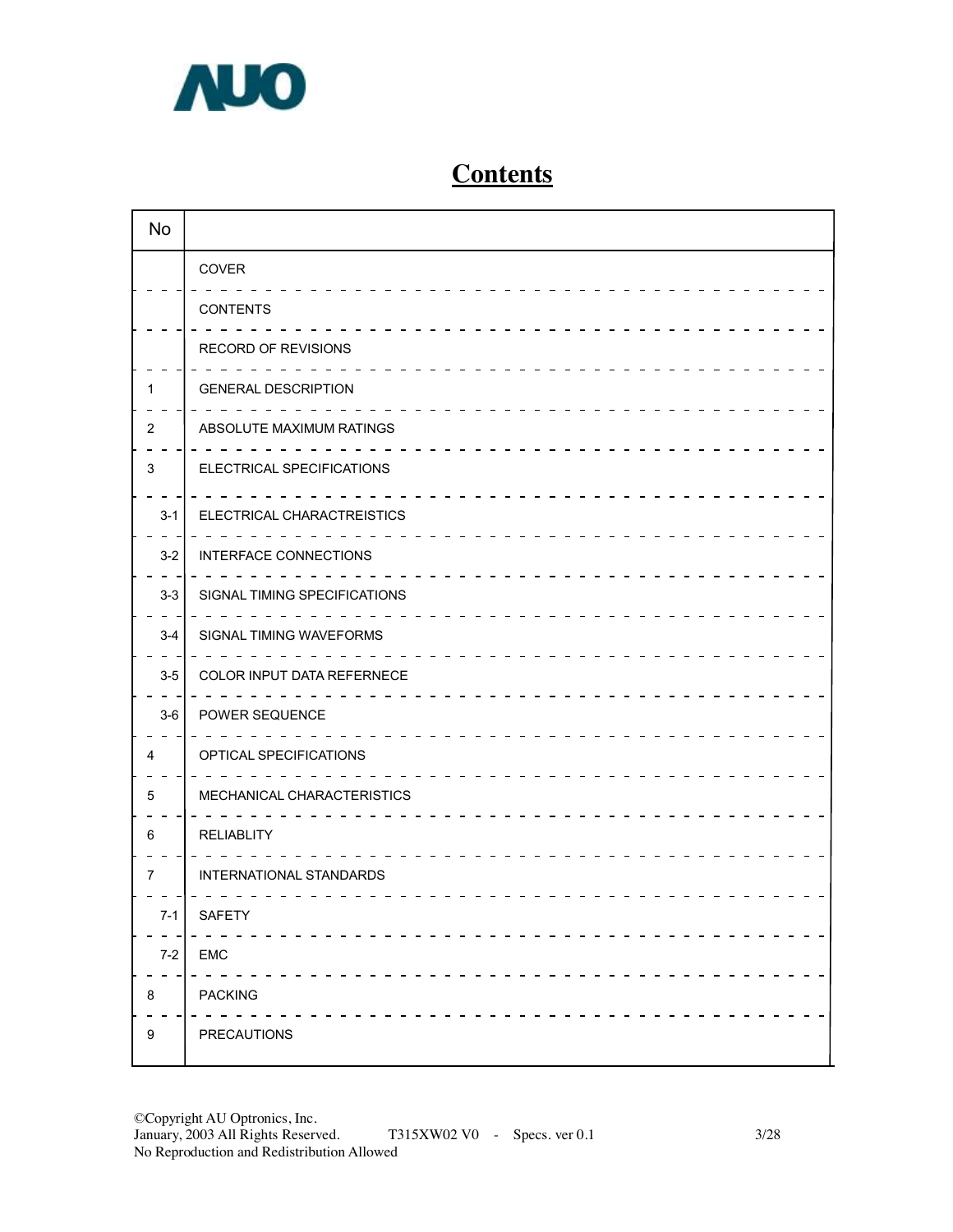# Contents

| No | |
|---|---|
| | COVER |
| | CONTENTS |
| | RECORD OF REVISIONS |
| 1 | GENERAL DESCRIPTION |
| 2 | ABSOLUTE MAXIMUM RATINGS |
| 3 | ELECTRICAL SPECIFICATIONS |
| 3-1 | ELECTRICAL CHARACTREISTICS |
| 3-2 | INTERFACE CONNECTIONS |
| 3-3 | SIGNAL TIMING SPECIFICATIONS |
| 3-4 | SIGNAL TIMING WAVEFORMS |
| 3-5 | COLOR INPUT DATA REFERNECE |
| 3-6 | POWER SEQUENCE |
| 4 | OPTICAL SPECIFICATIONS |
| 5 | MECHANICAL CHARACTERISTICS |
| 6 | RELIABLITY |
| 7 | INTERNATIONAL STANDARDS |
| 7-1 | SAFETY |
| 7-2 | EMC |
| 8 | PACKING |
| 9 | PRECAUTIONS |

©Copyright AU Optronics, Inc.
January, 2003 All Rights Reserved. T315XW02 V0 - Specs. ver 0.1
No Reproduction and Redistribution Allowed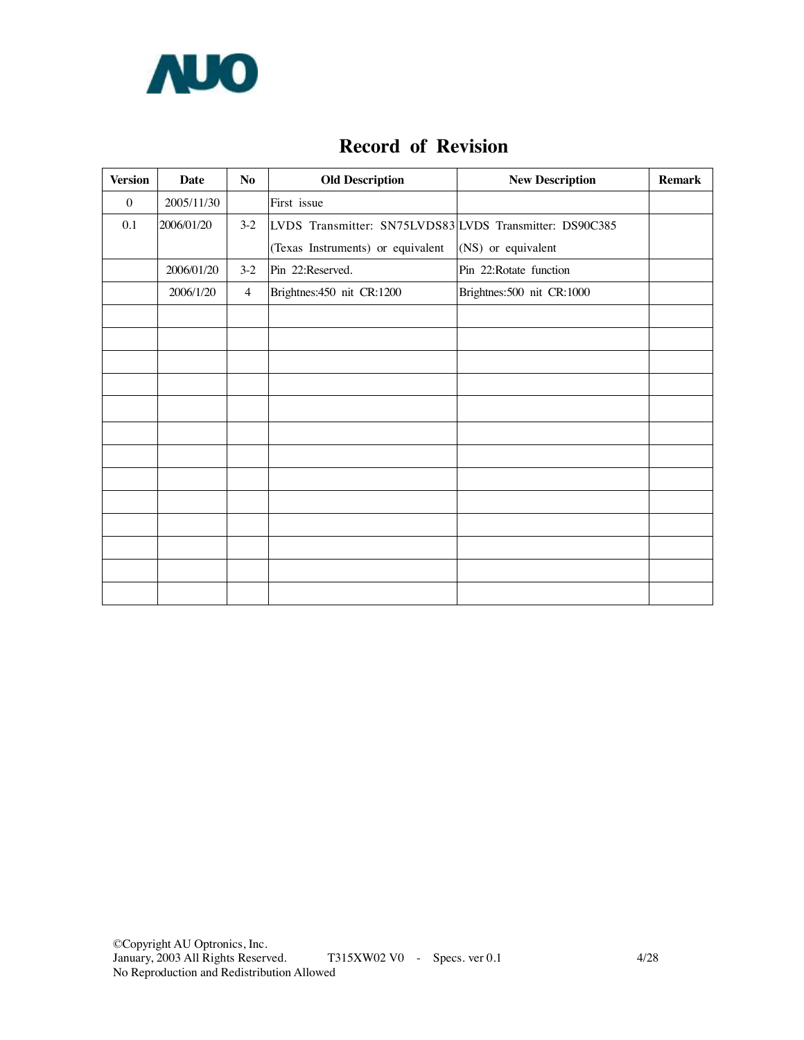# Record of Revision

| Version | Date | No | Old Description | New Description | Remark |
|---|---|---|---|---|---|
| 0 | 2005/11/30 | | First issue | | |
| 0.1 | 2006/01/20 | 3-2 | LVDS Transmitter: SN75LVDS83 (Texas Instruments) or equivalent | LVDS Transmitter: DS90C385 (NS) or equivalent | |
| | 2006/01/20 | 3-2 | Pin 22:Reserved. | Pin 22:Rotate function | |
| | 2006/1/20 | 4 | Brightnes:450 nit CR:1200 | Brightnes:500 nit CR:1000 | |
| | | | | | |
| | | | | | |
| | | | | | |
| | | | | | |
| | | | | | |
| | | | | | |
| | | | | | |
| | | | | | |
| | | | | | |
| | | | | | |
| | | | | | |
| | | | | | |
| | | | | | |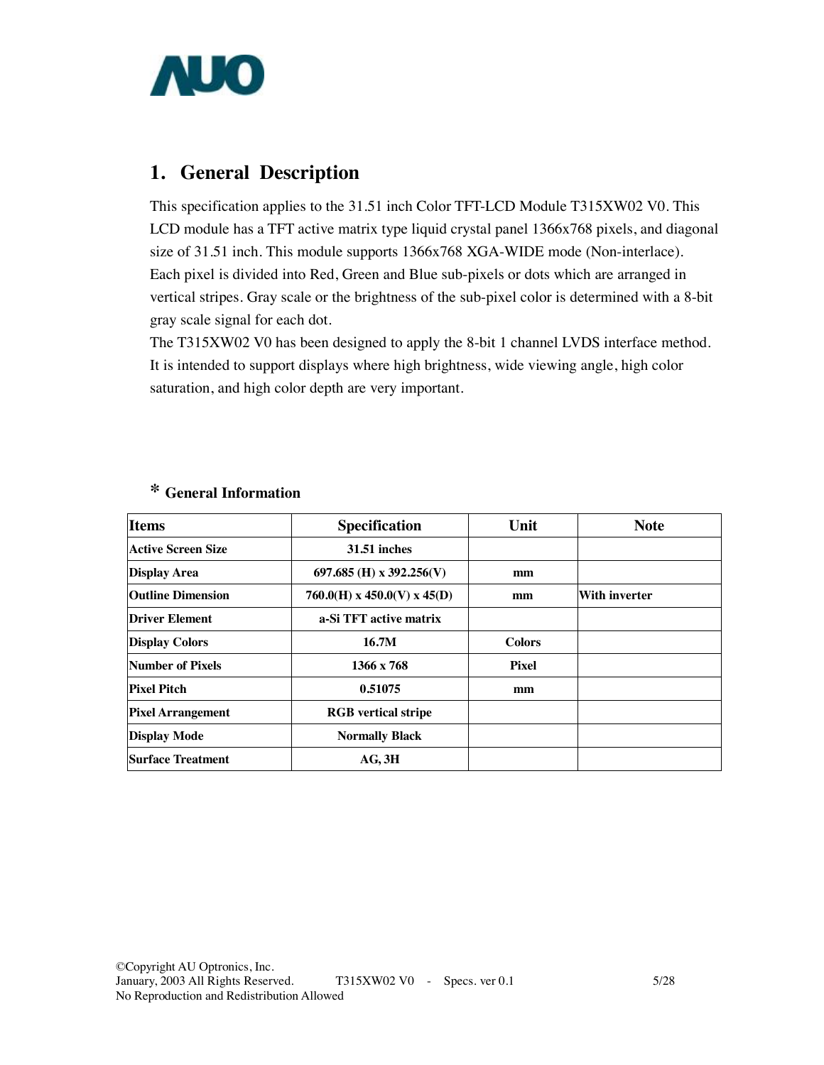# 1. General Description

This specification applies to the 31.51 inch Color TFT-LCD Module T315XW02 V0. This LCD module has a TFT active matrix type liquid crystal panel 1366x768 pixels, and diagonal size of 31.51 inch. This module supports 1366x768 XGA-WIDE mode (Non-interlace). Each pixel is divided into Red, Green and Blue sub-pixels or dots which are arranged in vertical stripes. Gray scale or the brightness of the sub-pixel color is determined with a 8-bit gray scale signal for each dot.

The T315XW02 V0 has been designed to apply the 8-bit 1 channel LVDS interface method. It is intended to support displays where high brightness, wide viewing angle, high color saturation, and high color depth are very important.

## * General Information

| Items | Specification | Unit | Note |
|---|---|---|---|
| Active Screen Size | 31.51 inches | | |
| Display Area | 697.685 (H) x 392.256(V) | mm | |
| Outline Dimension | 760.0(H) x 450.0(V) x 45(D) | mm | With inverter |
| Driver Element | a-Si TFT active matrix | | |
| Display Colors | 16.7M | Colors | |
| Number of Pixels | 1366 x 768 | Pixel | |
| Pixel Pitch | 0.51075 | mm | |
| Pixel Arrangement | RGB vertical stripe | | |
| Display Mode | Normally Black | | |
| Surface Treatment | AG, 3H | | |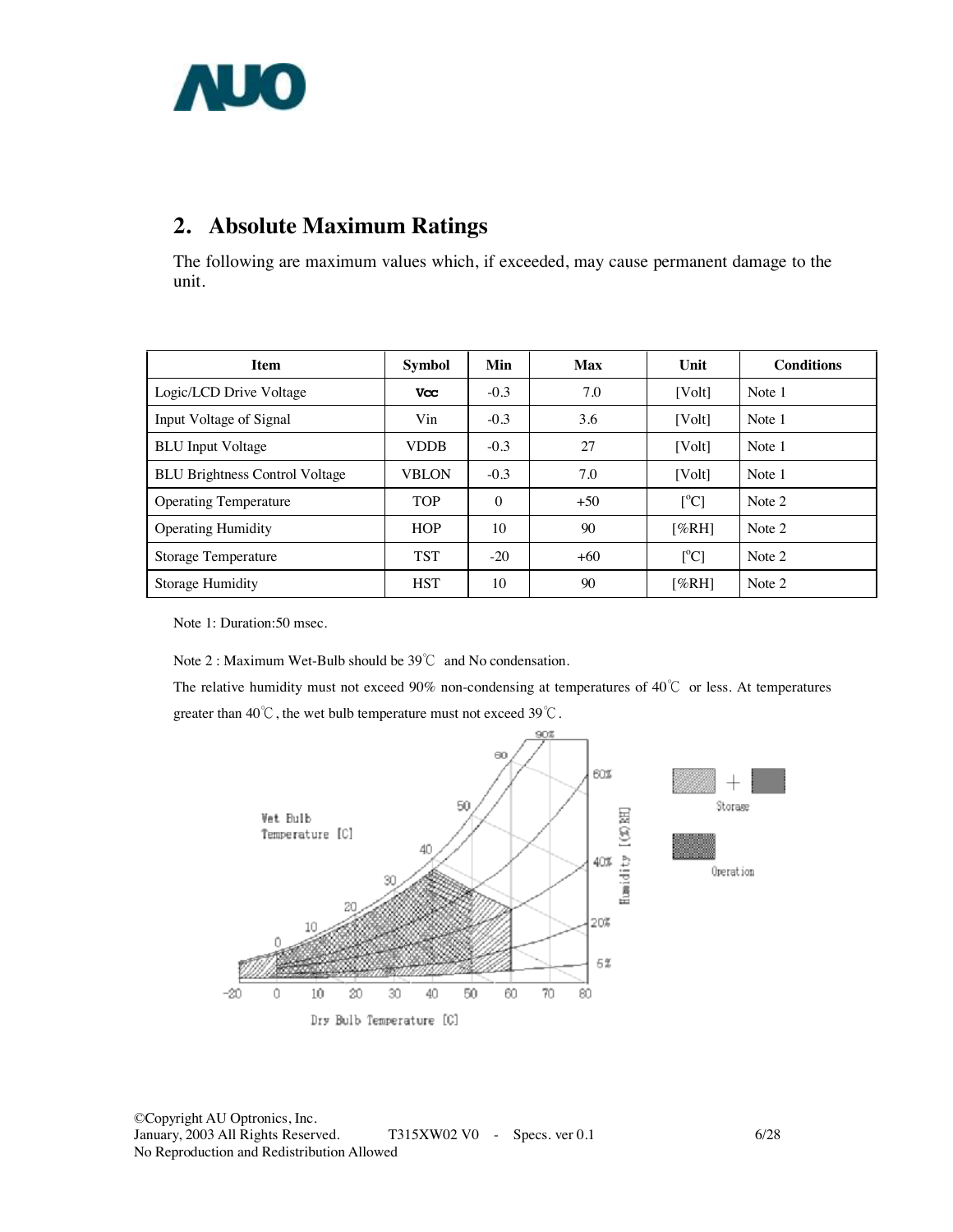## 2. Absolute Maximum Ratings

The following are maximum values which, if exceeded, may cause permanent damage to the unit.

| Item | Symbol | Min | Max | Unit | Conditions |
|---|---|---|---|---|---|
| Logic/LCD Drive Voltage | Vcc | -0.3 | 7.0 | [Volt] | Note 1 |
| Input Voltage of Signal | Vin | -0.3 | 3.6 | [Volt] | Note 1 |
| BLU Input Voltage | VDDB | -0.3 | 27 | [Volt] | Note 1 |
| BLU Brightness Control Voltage | VBLON | -0.3 | 7.0 | [Volt] | Note 1 |
| Operating Temperature | TOP | 0 | +50 | [°C] | Note 2 |
| Operating Humidity | HOP | 10 | 90 | [%RH] | Note 2 |
| Storage Temperature | TST | -20 | +60 | [°C] | Note 2 |
| Storage Humidity | HST | 10 | 90 | [%RH] | Note 2 |

Note 1: Duration:50 msec.

Note 2 : Maximum Wet-Bulb should be 39℃ and No condensation.

The relative humidity must not exceed 90% non-condensing at temperatures of 40℃ or less. At temperatures greater than 40℃, the wet bulb temperature must not exceed 39℃.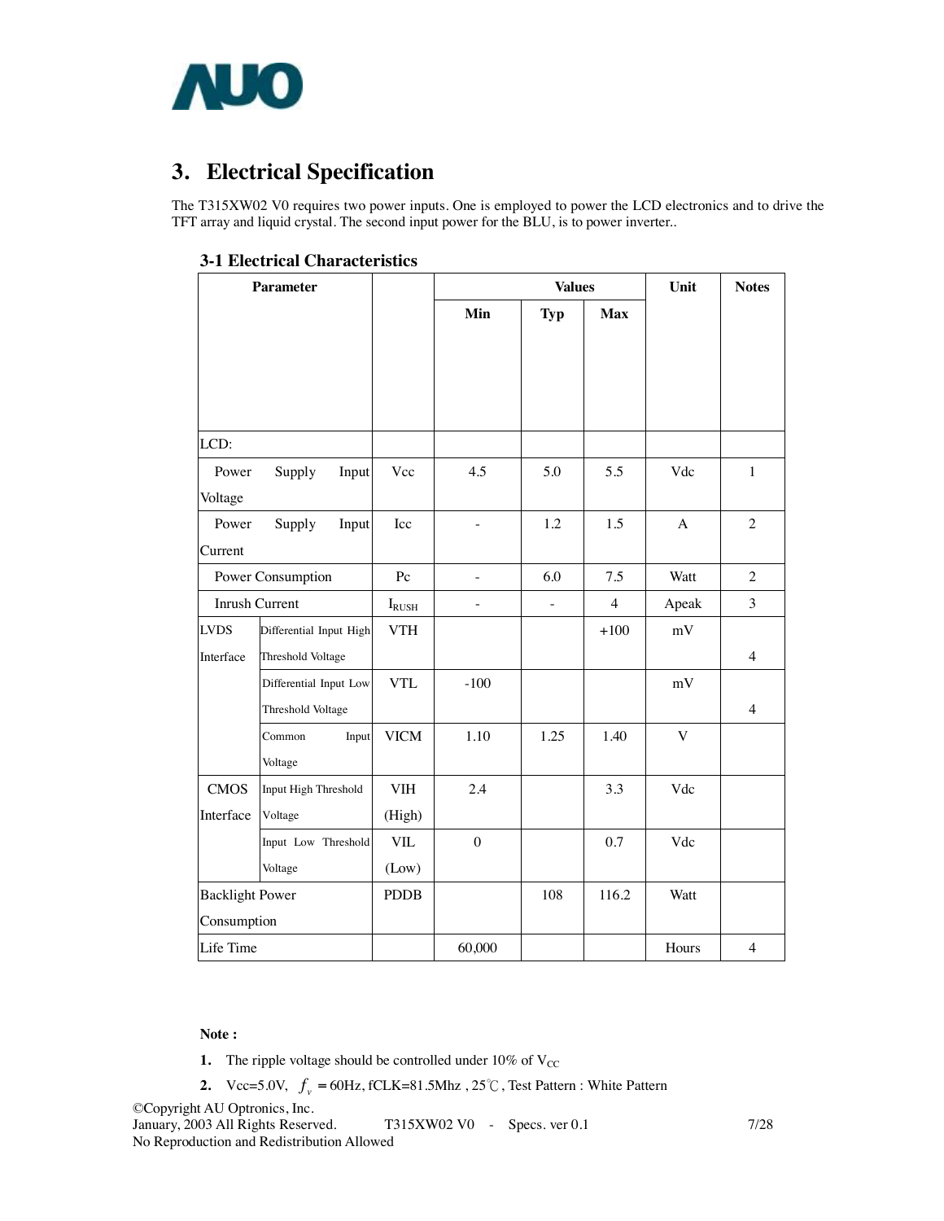# 3. Electrical Specification

The T315XW02 V0 requires two power inputs. One is employed to power the LCD electronics and to drive the TFT array and liquid crystal. The second input power for the BLU, is to power inverter..

## 3-1 Electrical Characteristics

| Parameter | | | Values | | | Unit | Notes |
|---|---|---|---|---|---|---|---|
| | | | Min | Typ | Max | | |
| LCD: | | | | | | | |
| Power Supply Input Voltage | | Vcc | 4.5 | 5.0 | 5.5 | Vdc | 1 |
| Power Supply Input Current | | Icc | - | 1.2 | 1.5 | A | 2 |
| Power Consumption | | Pc | - | 6.0 | 7.5 | Watt | 2 |
| Inrush Current | | $I_{RUSH}$ | - | - | 4 | Apeak | 3 |
| LVDS Interface | Differential Input High Threshold Voltage | VTH | | | +100 | mV | 4 |
| | Differential Input Low Threshold Voltage | VTL | -100 | | | mV | 4 |
| | Common Input Voltage | VICM | 1.10 | 1.25 | 1.40 | V | |
| CMOS Interface | Input High Threshold Voltage | VIH (High) | 2.4 | | 3.3 | Vdc | |
| | Input Low Threshold Voltage | VIL (Low) | 0 | | 0.7 | Vdc | |
| Backlight Power Consumption | | PDDB | | 108 | 116.2 | Watt | |
| Life Time | | | 60,000 | | | Hours | 4 |

**Note :**

1. The ripple voltage should be controlled under 10% of $V_{CC}$
2. Vcc=5.0V, $f_v$ = 60Hz, fCLK=81.5Mhz , 25℃, Test Pattern : White Pattern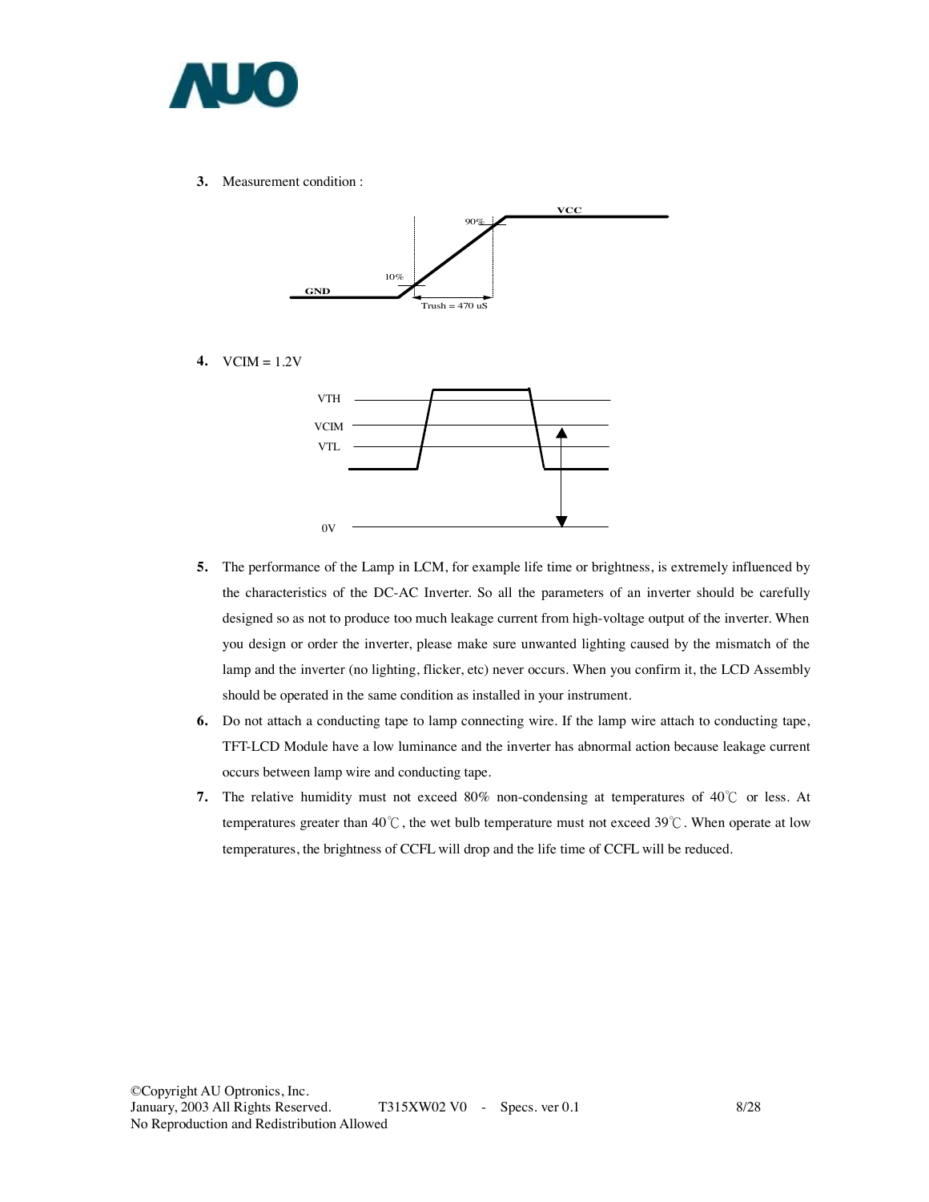3. Measurement condition :

GND  10%  90%  VCC  Trush = 470 uS

4. VCIM = 1.2V

VTH  VCIM  VTL  0V

5. The performance of the Lamp in LCM, for example life time or brightness, is extremely influenced by the characteristics of the DC-AC Inverter. So all the parameters of an inverter should be carefully designed so as not to produce too much leakage current from high-voltage output of the inverter. When you design or order the inverter, please make sure unwanted lighting caused by the mismatch of the lamp and the inverter (no lighting, flicker, etc) never occurs. When you confirm it, the LCD Assembly should be operated in the same condition as installed in your instrument.

6. Do not attach a conducting tape to lamp connecting wire. If the lamp wire attach to conducting tape, TFT-LCD Module have a low luminance and the inverter has abnormal action because leakage current occurs between lamp wire and conducting tape.

7. The relative humidity must not exceed 80% non-condensing at temperatures of 40℃ or less. At temperatures greater than 40℃, the wet bulb temperature must not exceed 39℃. When operate at low temperatures, the brightness of CCFL will drop and the life time of CCFL will be reduced.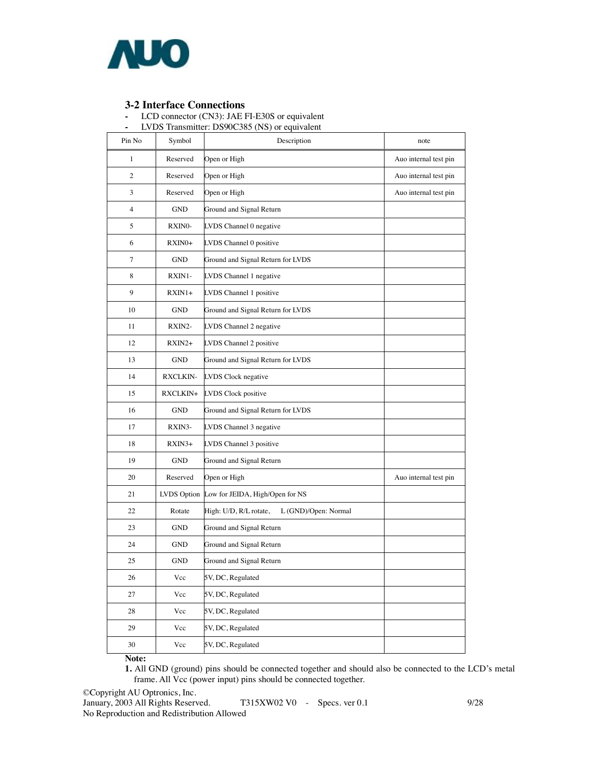### 3-2 Interface Connections

- LCD connector (CN3): JAE FI-E30S or equivalent
- LVDS Transmitter: DS90C385 (NS) or equivalent

| Pin No | Symbol | Description | note |
|---|---|---|---|
| 1 | Reserved | Open or High | Auo internal test pin |
| 2 | Reserved | Open or High | Auo internal test pin |
| 3 | Reserved | Open or High | Auo internal test pin |
| 4 | GND | Ground and Signal Return | |
| 5 | RXIN0- | LVDS Channel 0 negative | |
| 6 | RXIN0+ | LVDS Channel 0 positive | |
| 7 | GND | Ground and Signal Return for LVDS | |
| 8 | RXIN1- | LVDS Channel 1 negative | |
| 9 | RXIN1+ | LVDS Channel 1 positive | |
| 10 | GND | Ground and Signal Return for LVDS | |
| 11 | RXIN2- | LVDS Channel 2 negative | |
| 12 | RXIN2+ | LVDS Channel 2 positive | |
| 13 | GND | Ground and Signal Return for LVDS | |
| 14 | RXCLKIN- | LVDS Clock negative | |
| 15 | RXCLKIN+ | LVDS Clock positive | |
| 16 | GND | Ground and Signal Return for LVDS | |
| 17 | RXIN3- | LVDS Channel 3 negative | |
| 18 | RXIN3+ | LVDS Channel 3 positive | |
| 19 | GND | Ground and Signal Return | |
| 20 | Reserved | Open or High | Auo internal test pin |
| 21 | LVDS Option | Low for JEIDA, High/Open for NS | |
| 22 | Rotate | High: U/D, R/L rotate, L (GND)/Open: Normal | |
| 23 | GND | Ground and Signal Return | |
| 24 | GND | Ground and Signal Return | |
| 25 | GND | Ground and Signal Return | |
| 26 | Vcc | 5V, DC, Regulated | |
| 27 | Vcc | 5V, DC, Regulated | |
| 28 | Vcc | 5V, DC, Regulated | |
| 29 | Vcc | 5V, DC, Regulated | |
| 30 | Vcc | 5V, DC, Regulated | |

**Note:**

**1.** All GND (ground) pins should be connected together and should also be connected to the LCD's metal frame. All Vcc (power input) pins should be connected together.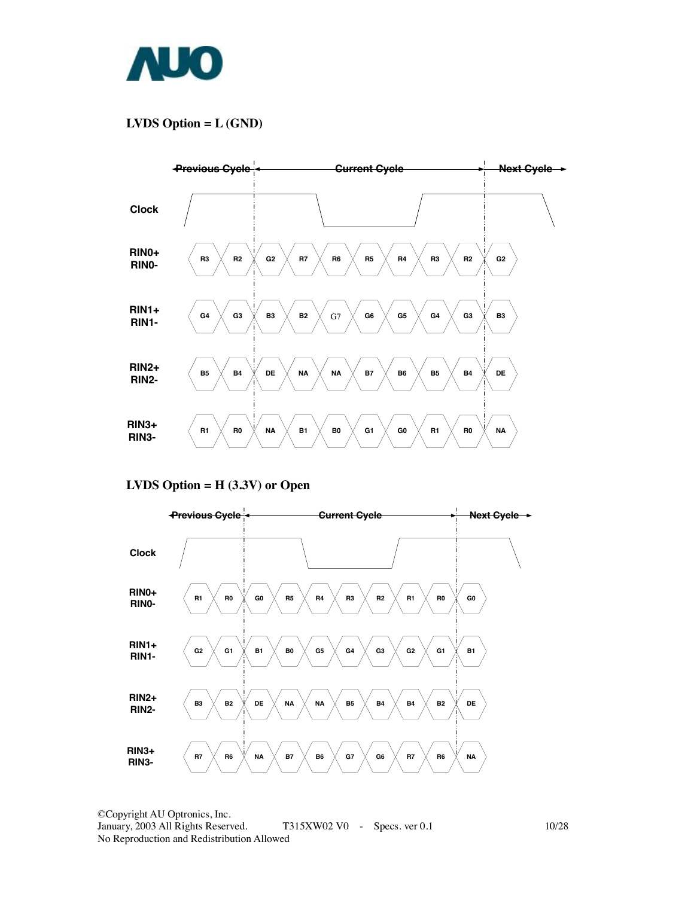## LVDS Option = L (GND)

| | Previous Cycle | | Current Cycle | | | | | | | Next Cycle |
|---|---|---|---|---|---|---|---|---|---|---|
| RIN0+ RIN0- | R3 | R2 | G2 | R7 | R6 | R5 | R4 | R3 | R2 | G2 |
| RIN1+ RIN1- | G4 | G3 | B3 | B2 | G7 | G6 | G5 | G4 | G3 | B3 |
| RIN2+ RIN2- | B5 | B4 | DE | NA | NA | B7 | B6 | B5 | B4 | DE |
| RIN3+ RIN3- | R1 | R0 | NA | B1 | B0 | G1 | G0 | R1 | R0 | NA |

## LVDS Option = H (3.3V) or Open

| | Previous Cycle | | Current Cycle | | | | | | | Next Cycle |
|---|---|---|---|---|---|---|---|---|---|---|
| RIN0+ RIN0- | R1 | R0 | G0 | R5 | R4 | R3 | R2 | R1 | R0 | G0 |
| RIN1+ RIN1- | G2 | G1 | B1 | B0 | G5 | G4 | G3 | G2 | G1 | B1 |
| RIN2+ RIN2- | B3 | B2 | DE | NA | NA | B5 | B4 | B4 | B2 | DE |
| RIN3+ RIN3- | R7 | R6 | NA | B7 | B6 | G7 | G6 | R7 | R6 | NA |

©Copyright AU Optronics, Inc.
January, 2003 All Rights Reserved. T315XW02 V0 - Specs. ver 0.1
No Reproduction and Redistribution Allowed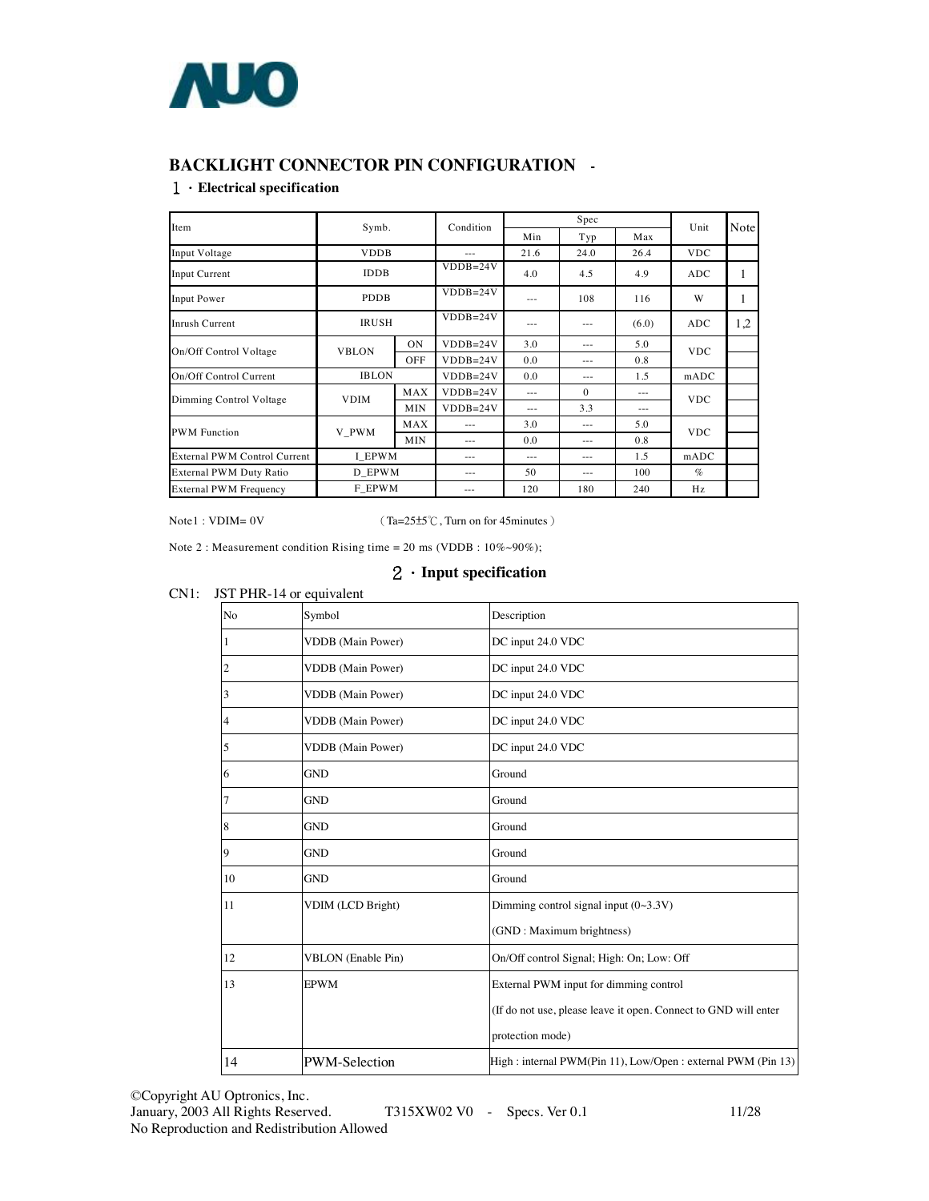## BACKLIGHT CONNECTOR PIN CONFIGURATION -

### 1．Electrical specification

| Item | Symb. | | Condition | Spec | | | Unit | Note |
|---|---|---|---|---|---|---|---|---|
| | | | | Min | Typ | Max | | |
| Input Voltage | VDDB | | --- | 21.6 | 24.0 | 26.4 | VDC | |
| Input Current | IDDB | | VDDB=24V | 4.0 | 4.5 | 4.9 | ADC | 1 |
| Input Power | PDDB | | VDDB=24V | --- | 108 | 116 | W | 1 |
| Inrush Current | IRUSH | | VDDB=24V | --- | --- | (6.0) | ADC | 1,2 |
| On/Off Control Voltage | VBLON | ON | VDDB=24V | 3.0 | --- | 5.0 | VDC | |
| | | OFF | VDDB=24V | 0.0 | --- | 0.8 | | |
| On/Off Control Current | IBLON | | VDDB=24V | 0.0 | --- | 1.5 | mADC | |
| Dimming Control Voltage | VDIM | MAX | VDDB=24V | --- | 0 | --- | VDC | |
| | | MIN | VDDB=24V | --- | 3.3 | --- | | |
| PWM Function | V_PWM | MAX | --- | 3.0 | --- | 5.0 | VDC | |
| | | MIN | --- | 0.0 | --- | 0.8 | | |
| External PWM Control Current | I_EPWM | | --- | --- | --- | 1.5 | mADC | |
| External PWM Duty Ratio | D_EPWM | | --- | 50 | --- | 100 | % | |
| External PWM Frequency | F_EPWM | | --- | 120 | 180 | 240 | Hz | |

Note1 : VDIM= 0V (Ta=25±5℃, Turn on for 45minutes )

Note 2 : Measurement condition Rising time = 20 ms (VDDB : 10%~90%);

### 2．Input specification

CN1: JST PHR-14 or equivalent

| No | Symbol | Description |
|---|---|---|
| 1 | VDDB (Main Power) | DC input 24.0 VDC |
| 2 | VDDB (Main Power) | DC input 24.0 VDC |
| 3 | VDDB (Main Power) | DC input 24.0 VDC |
| 4 | VDDB (Main Power) | DC input 24.0 VDC |
| 5 | VDDB (Main Power) | DC input 24.0 VDC |
| 6 | GND | Ground |
| 7 | GND | Ground |
| 8 | GND | Ground |
| 9 | GND | Ground |
| 10 | GND | Ground |
| 11 | VDIM (LCD Bright) | Dimming control signal input (0~3.3V)<br>(GND : Maximum brightness) |
| 12 | VBLON (Enable Pin) | On/Off control Signal; High: On; Low: Off |
| 13 | EPWM | External PWM input for dimming control<br>(If do not use, please leave it open. Connect to GND will enter protection mode) |
| 14 | PWM-Selection | High : internal PWM(Pin 11), Low/Open : external PWM (Pin 13) |

©Copyright AU Optronics, Inc.
January, 2003 All Rights Reserved. T315XW02 V0 - Specs. Ver 0.1
No Reproduction and Redistribution Allowed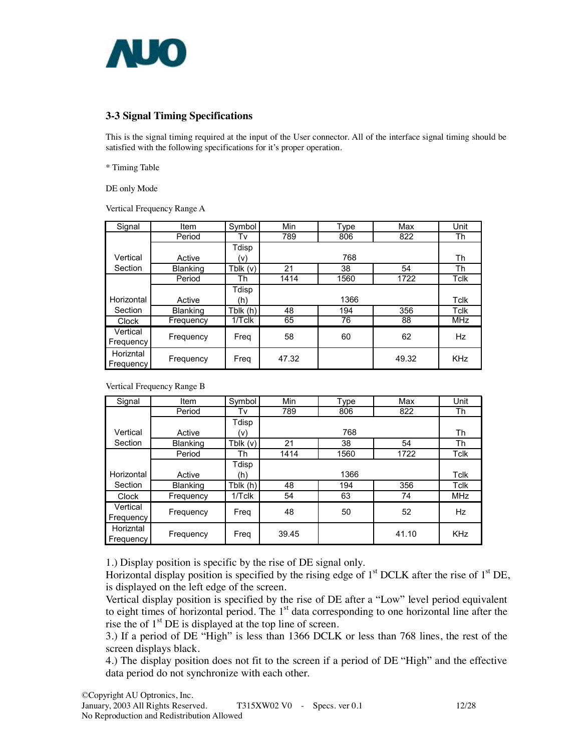## 3-3 Signal Timing Specifications

This is the signal timing required at the input of the User connector. All of the interface signal timing should be satisfied with the following specifications for it's proper operation.

* Timing Table

DE only Mode

Vertical Frequency Range A

| Signal | Item | Symbol | Min | Type | Max | Unit |
|---|---|---|---|---|---|---|
| Vertical Section | Period | Tv | 789 | 806 | 822 | Th |
| | Active | Tdisp (v) | | 768 | | Th |
| | Blanking | Tblk (v) | 21 | 38 | 54 | Th |
| Horizontal Section | Period | Th | 1414 | 1560 | 1722 | Tclk |
| | Active | Tdisp (h) | | 1366 | | Tclk |
| | Blanking | Tblk (h) | 48 | 194 | 356 | Tclk |
| Clock | Frequency | 1/Tclk | 65 | 76 | 88 | MHz |
| Vertical Frequency | Frequency | Freq | 58 | 60 | 62 | Hz |
| Horiznta l Frequency | Frequency | Freq | 47.32 | | 49.32 | KHz |

Vertical Frequency Range B

| Signal | Item | Symbol | Min | Type | Max | Unit |
|---|---|---|---|---|---|---|
| Vertical Section | Period | Tv | 789 | 806 | 822 | Th |
| | Active | Tdisp (v) | | 768 | | Th |
| | Blanking | Tblk (v) | 21 | 38 | 54 | Th |
| Horizontal Section | Period | Th | 1414 | 1560 | 1722 | Tclk |
| | Active | Tdisp (h) | | 1366 | | Tclk |
| | Blanking | Tblk (h) | 48 | 194 | 356 | Tclk |
| Clock | Frequency | 1/Tclk | 54 | 63 | 74 | MHz |
| Vertical Frequency | Frequency | Freq | 48 | 50 | 52 | Hz |
| Horiznta l Frequency | Frequency | Freq | 39.45 | | 41.10 | KHz |

1.) Display position is specific by the rise of DE signal only.
Horizontal display position is specified by the rising edge of 1st DCLK after the rise of 1st DE, is displayed on the left edge of the screen.
Vertical display position is specified by the rise of DE after a "Low" level period equivalent to eight times of horizontal period. The 1st data corresponding to one horizontal line after the rise the of 1st DE is displayed at the top line of screen.
3.) If a period of DE "High" is less than 1366 DCLK or less than 768 lines, the rest of the screen displays black.
4.) The display position does not fit to the screen if a period of DE "High" and the effective data period do not synchronize with each other.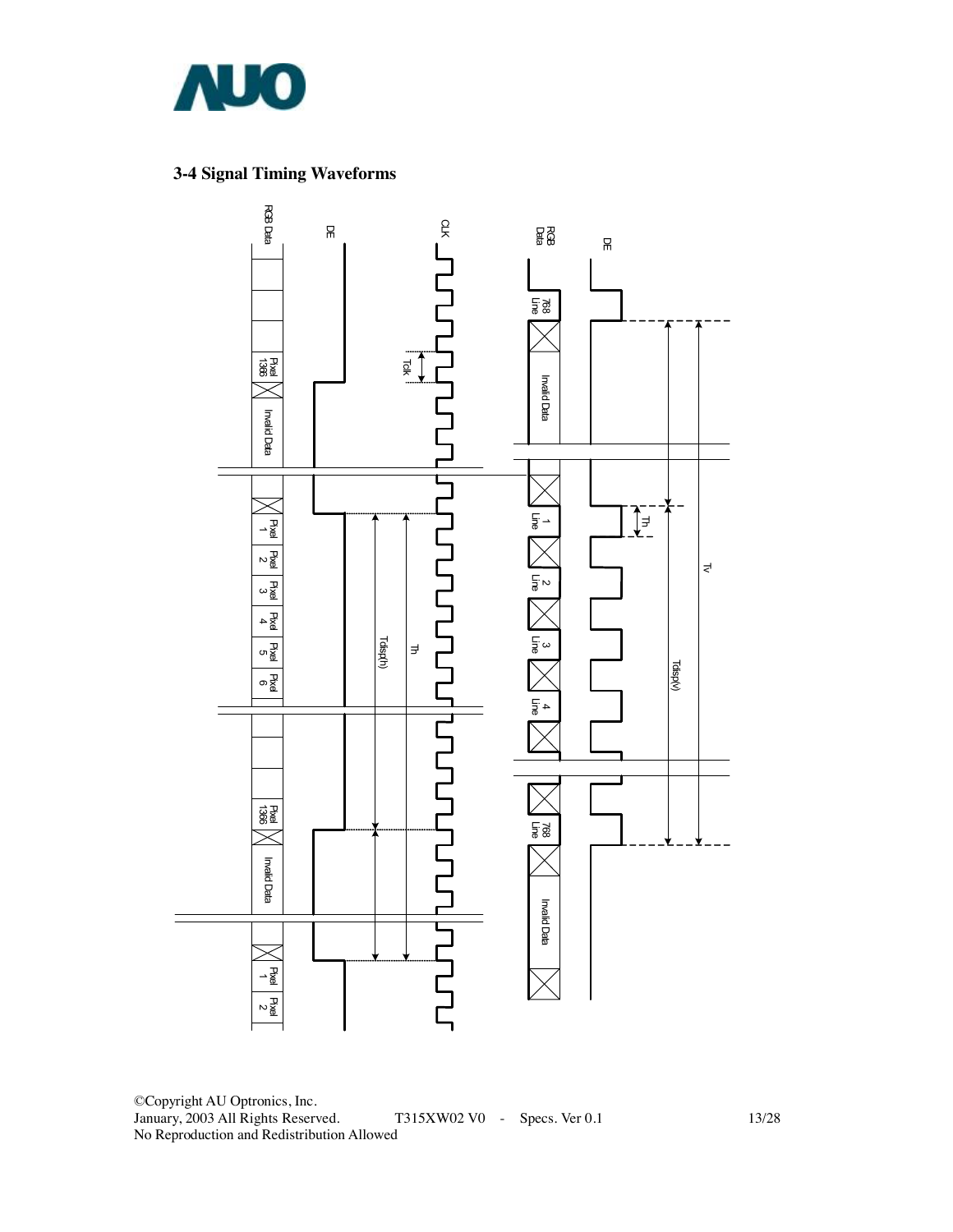### 3-4 Signal Timing Waveforms

RGB Data

DE

CLK

Tclk

Pixel 1366

Invalid Data

Pixel 1

Pixel 2

Pixel 3

Pixel 4

Pixel 5

Pixel 6

Tdisp(h)

Th

Pixel 1366

Invalid Data

Pixel 1

Pixel 2

RGB Data

DE

768 Line

Invalid Data

1 Line

2 Line

3 Line

4 Line

768 Line

Invalid Data

Th

Tdisp(v)

Tv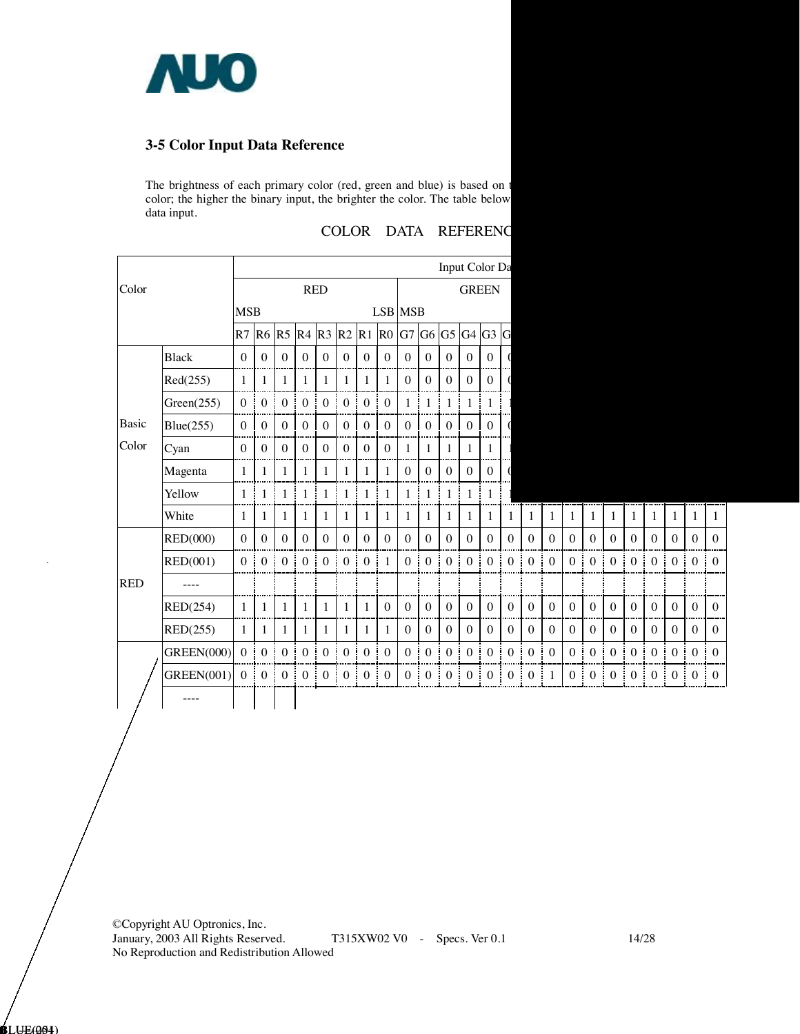### 3-5 Color Input Data Reference

The brightness of each primary color (red, green and blue) is based on t
color; the higher the binary input, the brighter the color. The table below
data input.

COLOR DATA REFERENC

| Color | | Input Color Da | | | | | | | | | | | | | | | | | | | | | | | |
|---|---|---|---|---|---|---|---|---|---|---|---|---|---|---|---|---|---|---|---|---|---|---|---|---|---|
| | | RED | | | | | | | | GREEN | | | | | | | | | | | | | | | |
| | | MSB | | | | | | | LSB | MSB | | | | | | | | | | | | | | | |
| | | R7 | R6 | R5 | R4 | R3 | R2 | R1 | R0 | G7 | G6 | G5 | G4 | G3 | | | | | | | | | | | |
| Basic Color | Black | 0 | 0 | 0 | 0 | 0 | 0 | 0 | 0 | 0 | 0 | 0 | 0 | 0 | | | | | | | | | | | |
| | Red(255) | 1 | 1 | 1 | 1 | 1 | 1 | 1 | 1 | 0 | 0 | 0 | 0 | 0 | | | | | | | | | | | |
| | Green(255) | 0 | 0 | 0 | 0 | 0 | 0 | 0 | 0 | 1 | 1 | 1 | 1 | 1 | | | | | | | | | | | |
| | Blue(255) | 0 | 0 | 0 | 0 | 0 | 0 | 0 | 0 | 0 | 0 | 0 | 0 | 0 | | | | | | | | | | | |
| | Cyan | 0 | 0 | 0 | 0 | 0 | 0 | 0 | 0 | 1 | 1 | 1 | 1 | 1 | | | | | | | | | | | |
| | Magenta | 1 | 1 | 1 | 1 | 1 | 1 | 1 | 1 | 0 | 0 | 0 | 0 | 0 | | | | | | | | | | | |
| | Yellow | 1 | 1 | 1 | 1 | 1 | 1 | 1 | 1 | 1 | 1 | 1 | 1 | 1 | | | | | | | | | | | |
| | White | 1 | 1 | 1 | 1 | 1 | 1 | 1 | 1 | 1 | 1 | 1 | 1 | 1 | 1 | 1 | 1 | 1 | 1 | 1 | 1 | 1 | 1 | 1 | 1 |
| RED | RED(000) | 0 | 0 | 0 | 0 | 0 | 0 | 0 | 0 | 0 | 0 | 0 | 0 | 0 | 0 | 0 | 0 | 0 | 0 | 0 | 0 | 0 | 0 | 0 | 0 |
| | RED(001) | 0 | 0 | 0 | 0 | 0 | 0 | 0 | 1 | 0 | 0 | 0 | 0 | 0 | 0 | 0 | 0 | 0 | 0 | 0 | 0 | 0 | 0 | 0 | 0 |
| | ---- | | | | | | | | | | | | | | | | | | | | | | | | |
| | RED(254) | 1 | 1 | 1 | 1 | 1 | 1 | 1 | 0 | 0 | 0 | 0 | 0 | 0 | 0 | 0 | 0 | 0 | 0 | 0 | 0 | 0 | 0 | 0 | 0 |
| | RED(255) | 1 | 1 | 1 | 1 | 1 | 1 | 1 | 1 | 0 | 0 | 0 | 0 | 0 | 0 | 0 | 0 | 0 | 0 | 0 | 0 | 0 | 0 | 0 | 0 |
| | GREEN(000) | 0 | 0 | 0 | 0 | 0 | 0 | 0 | 0 | 0 | 0 | 0 | 0 | 0 | 0 | 0 | 0 | 0 | 0 | 0 | 0 | 0 | 0 | 0 | 0 |
| | GREEN(001) | 0 | 0 | 0 | 0 | 0 | 0 | 0 | 0 | 0 | 0 | 0 | 0 | 0 | 0 | 0 | 1 | 0 | 0 | 0 | 0 | 0 | 0 | 0 | 0 |
| | ---- | | | | | | | | | | | | | | | | | | | | | | | | |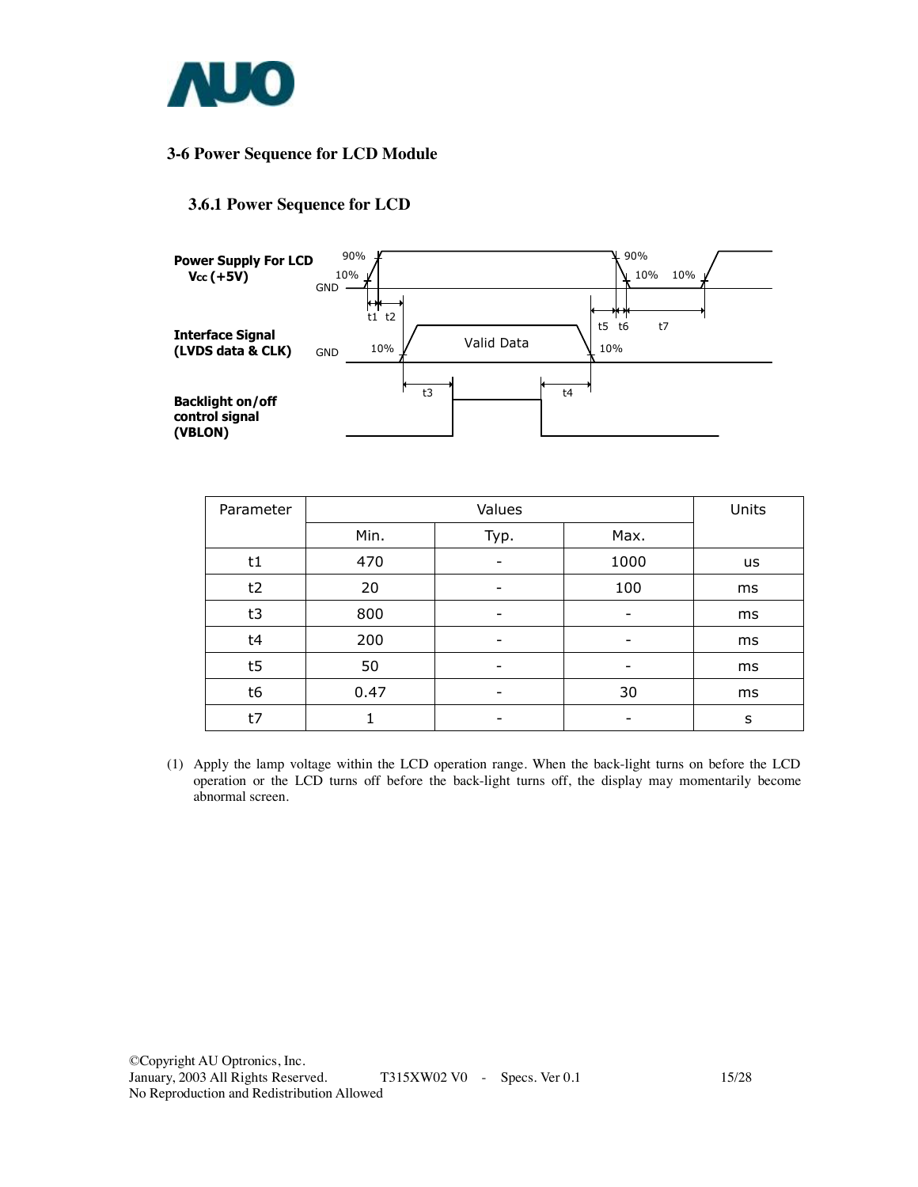## 3-6 Power Sequence for LCD Module

### 3.6.1 Power Sequence for LCD

**Power Supply For LCD**
**Vcc (+5V)**

**Interface Signal**
**(LVDS data & CLK)**

**Backlight on/off control signal (VBLON)**

| Parameter | Values | | | Units |
|---|---|---|---|---|
| | Min. | Typ. | Max. | |
| t1 | 470 | - | 1000 | us |
| t2 | 20 | - | 100 | ms |
| t3 | 800 | - | - | ms |
| t4 | 200 | - | - | ms |
| t5 | 50 | - | - | ms |
| t6 | 0.47 | - | 30 | ms |
| t7 | 1 | - | - | s |

(1) Apply the lamp voltage within the LCD operation range. When the back-light turns on before the LCD operation or the LCD turns off before the back-light turns off, the display may momentarily become abnormal screen.

©Copyright AU Optronics, Inc.
January, 2003 All Rights Reserved. T315XW02 V0 - Specs. Ver 0.1
No Reproduction and Redistribution Allowed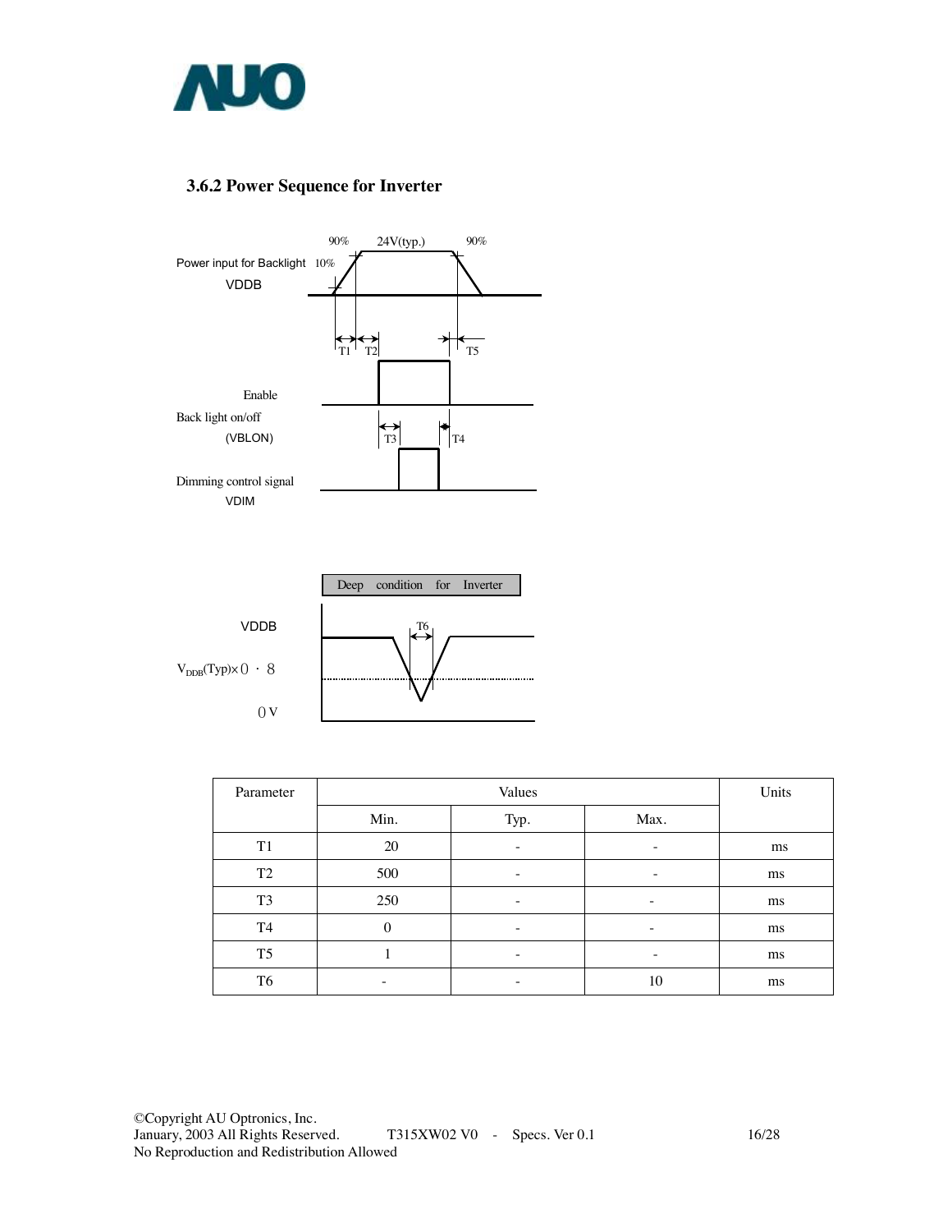### 3.6.2 Power Sequence for Inverter

Power input for Backlight VDDB

90% 24V(typ.) 90%

10%

T1 T2 T5

Enable Back light on/off (VBLON)

T3 T4

Dimming control signal VDIM

Deep condition for Inverter

VDDB

T6

$V_{DDB}$(Typ)×0.8

0V

| Parameter | Values | | | Units |
|---|---|---|---|---|
| | Min. | Typ. | Max. | |
| T1 | 20 | - | - | ms |
| T2 | 500 | - | - | ms |
| T3 | 250 | - | - | ms |
| T4 | 0 | - | - | ms |
| T5 | 1 | - | - | ms |
| T6 | - | - | 10 | ms |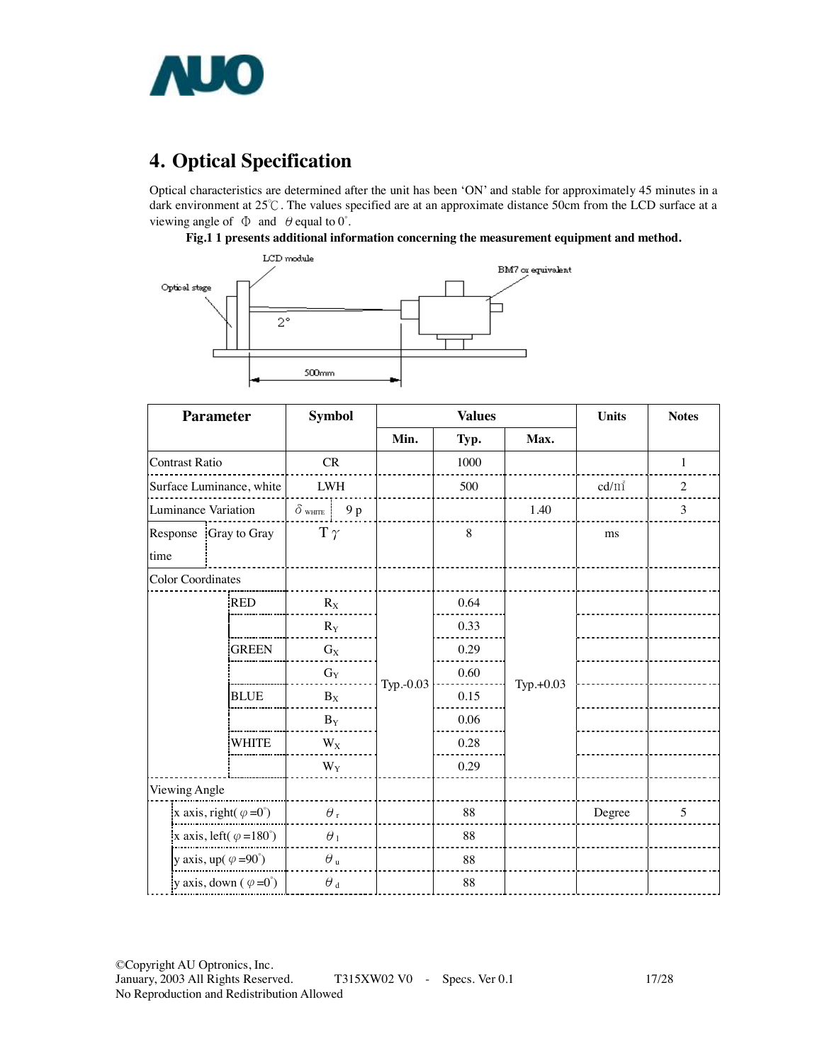# 4. Optical Specification

Optical characteristics are determined after the unit has been 'ON' and stable for approximately 45 minutes in a dark environment at 25℃. The values specified are at an approximate distance 50cm from the LCD surface at a viewing angle of Φ and θ equal to 0°.

**Fig.1 1 presents additional information concerning the measurement equipment and method.**

LCD module

BM7 or equivalent

Optical stage

2°

500mm

| Parameter | | Symbol | | Values | | | Units | Notes |
|---|---|---|---|---|---|---|---|---|
| | | | | Min. | Typ. | Max. | | |
| Contrast Ratio | | CR | | | 1000 | | | 1 |
| Surface Luminance, white | | LWH | | | 500 | | cd/m² | 2 |
| Luminance Variation | | $\delta_{WHITE}$ | 9 p | | | 1.40 | | 3 |
| Response time | Gray to Gray | $T\gamma$ | | | 8 | | ms | |
| Color Coordinates | | | | | | | | |
| | RED | $R_X$ | | Typ.-0.03 | 0.64 | Typ.+0.03 | | |
| | | $R_Y$ | | | 0.33 | | | |
| | GREEN | $G_X$ | | | 0.29 | | | |
| | | $G_Y$ | | | 0.60 | | | |
| | BLUE | $B_X$ | | | 0.15 | | | |
| | | $B_Y$ | | | 0.06 | | | |
| | WHITE | $W_X$ | | | 0.28 | | | |
| | | $W_Y$ | | | 0.29 | | | |
| Viewing Angle | | | | | | | | |
| | x axis, right( $\varphi$ =0°) | $\theta_r$ | | | 88 | | Degree | 5 |
| | x axis, left( $\varphi$ =180°) | $\theta_l$ | | | 88 | | | |
| | y axis, up( $\varphi$ =90°) | $\theta_u$ | | | 88 | | | |
| | y axis, down ( $\varphi$ =0°) | $\theta_d$ | | | 88 | | | |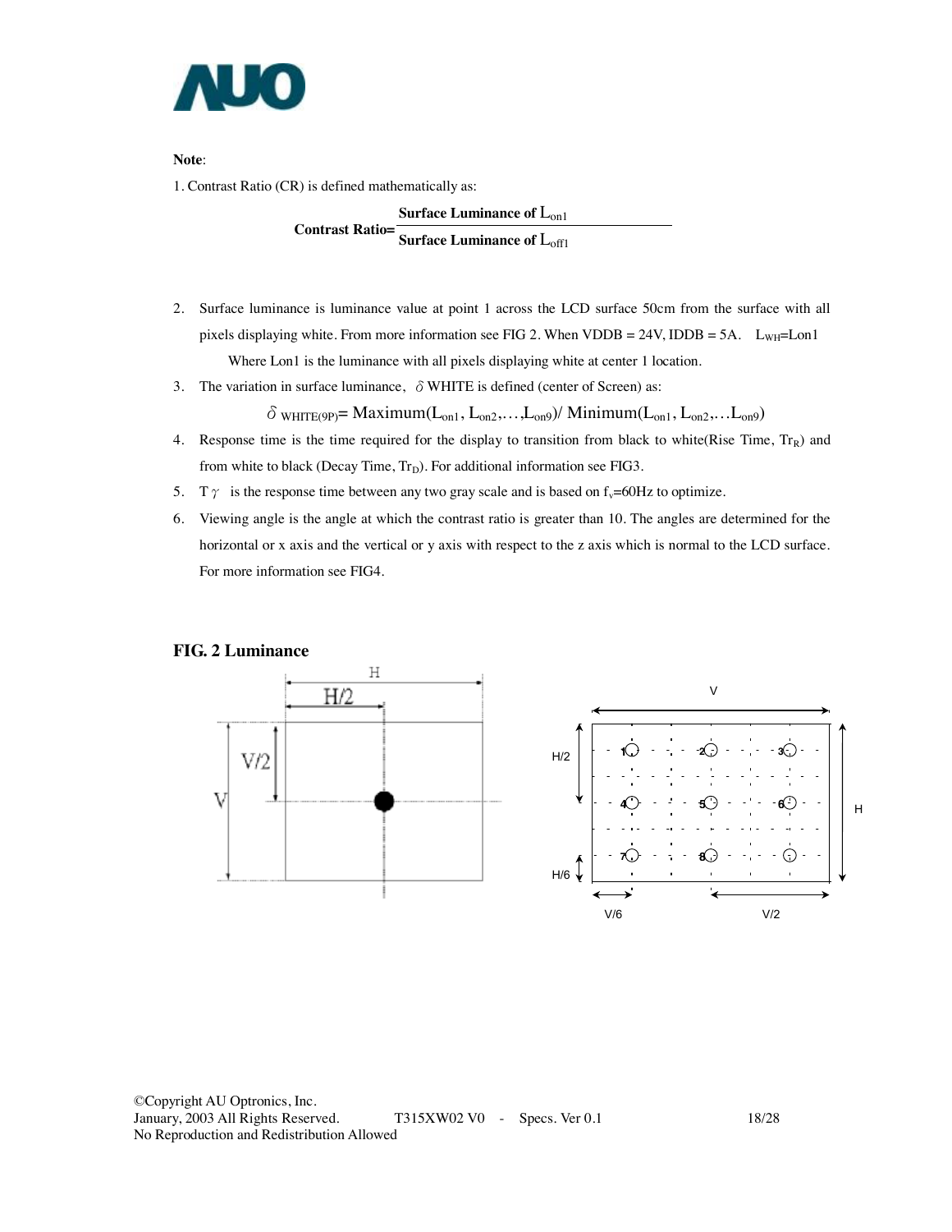**Note**:

1. Contrast Ratio (CR) is defined mathematically as:

$$\textbf{Contrast Ratio}=\frac{\textbf{Surface Luminance of } L_{on1}}{\textbf{Surface Luminance of } L_{off1}}$$

2. Surface luminance is luminance value at point 1 across the LCD surface 50cm from the surface with all pixels displaying white. From more information see FIG 2. When VDDB = 24V, IDDB = 5A. $L_{WH}$=Lon1

   Where Lon1 is the luminance with all pixels displaying white at center 1 location.

3. The variation in surface luminance, $\delta$ WHITE is defined (center of Screen) as:

$$\delta_{\text{WHITE(9P)}} = \text{Maximum}(L_{on1}, L_{on2},\ldots,L_{on9}) / \text{Minimum}(L_{on1}, L_{on2},\ldots L_{on9})$$

4. Response time is the time required for the display to transition from black to white(Rise Time, $Tr_R$) and from white to black (Decay Time, $Tr_D$). For additional information see FIG3.

5. $T\gamma$ is the response time between any two gray scale and is based on $f_v$=60Hz to optimize.

6. Viewing angle is the angle at which the contrast ratio is greater than 10. The angles are determined for the horizontal or x axis and the vertical or y axis with respect to the z axis which is normal to the LCD surface. For more information see FIG4.

**FIG. 2 Luminance**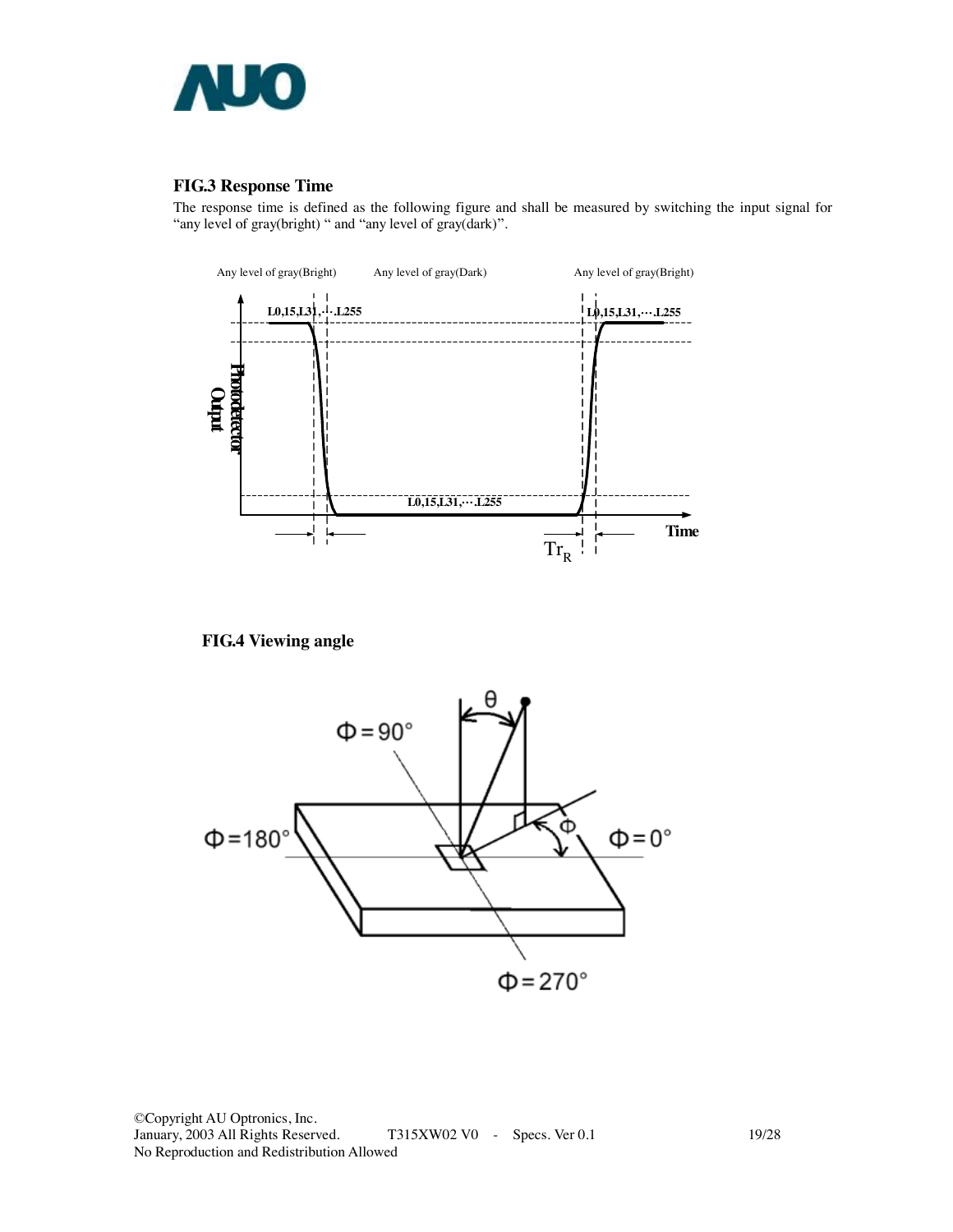## FIG.3 Response Time

The response time is defined as the following figure and shall be measured by switching the input signal for "any level of gray(bright) " and "any level of gray(dark)".

Any level of gray(Bright) Any level of gray(Dark) Any level of gray(Bright)

L0,15,L31,…L255

Photodetector Output

Time

$Tr_R$

## FIG.4 Viewing angle

$\Phi = 90°$

$\theta$

$\Phi = 180°$

$\Phi$

$\Phi = 0°$

$\Phi = 270°$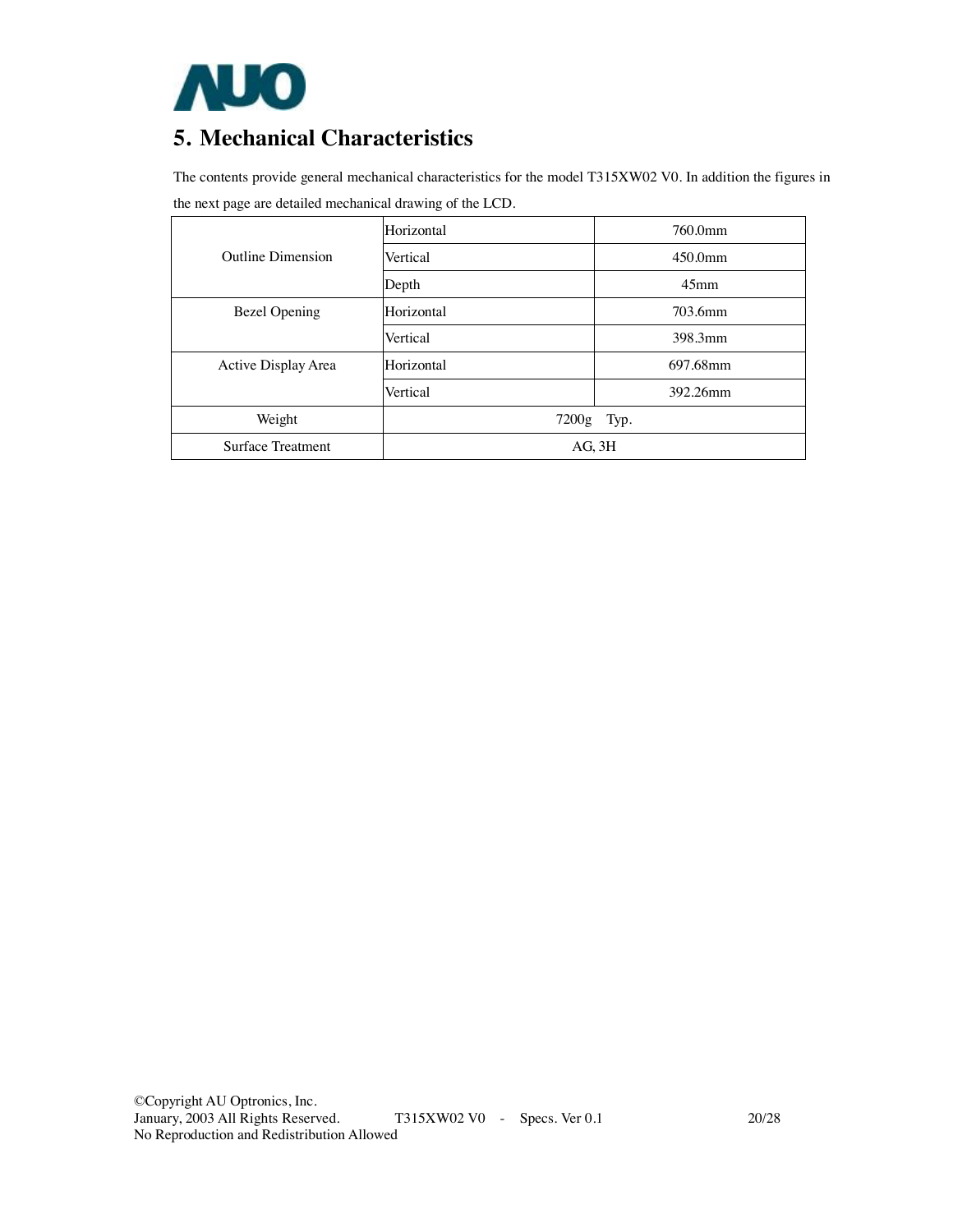## 5. Mechanical Characteristics

The contents provide general mechanical characteristics for the model T315XW02 V0. In addition the figures in the next page are detailed mechanical drawing of the LCD.

| | | |
|---|---|---|
| Outline Dimension | Horizontal | 760.0mm |
| | Vertical | 450.0mm |
| | Depth | 45mm |
| Bezel Opening | Horizontal | 703.6mm |
| | Vertical | 398.3mm |
| Active Display Area | Horizontal | 697.68mm |
| | Vertical | 392.26mm |
| Weight | 7200g Typ. | |
| Surface Treatment | AG, 3H | |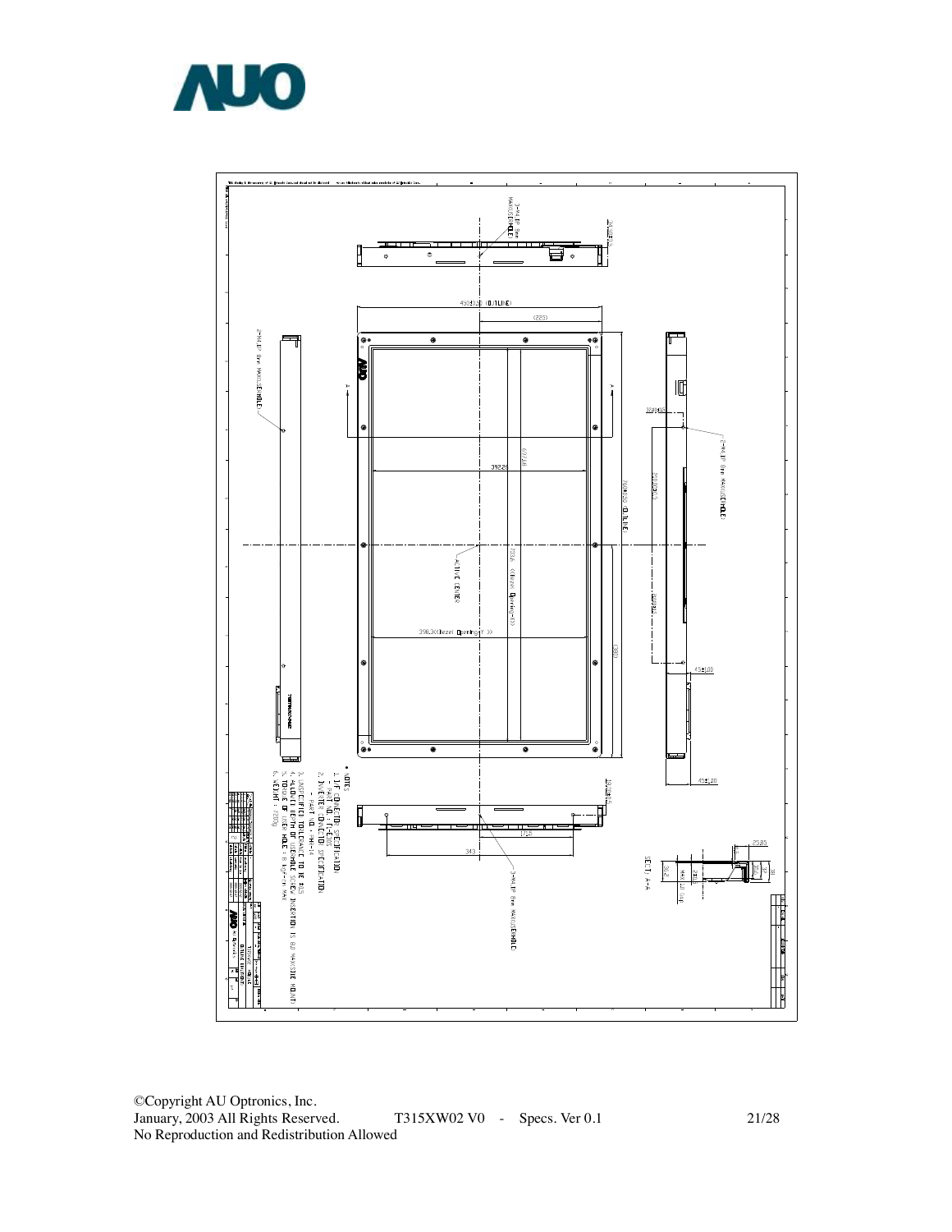**NOTES**

1. I/F CONNECTOR SPECIFICATION
   - PART NO.: FI-E30S
2. INVERTER CONNECTOR SPECIFICATION
   - PART NO.: PAH-4
3. UNSPECIFIED TOLERANCE TO BE ±0.5
4. ALLOWED DEPTH OF USER HOLE SCREW INSERTION IS 8.0 MAX (SIDE MOUNT)
5. TORQUE OF USER HOLE: 8 kgf-cm MAX
6. WEIGHT: 1200g

- 450±0.5 (OUTLINE)
- 268±0.5 (OUTLINE)
- 398.3 (Bezel Opening X)
- 233.5 (Bezel Opening Y)
- 392.26
- 220.68
- 2-M4, EP 8mm MAX(SIDE HOLE)
- 3-M4, EP 8mm MAX(SIDE HOLE)
- ACTIVE CENTER
- SECT. A-A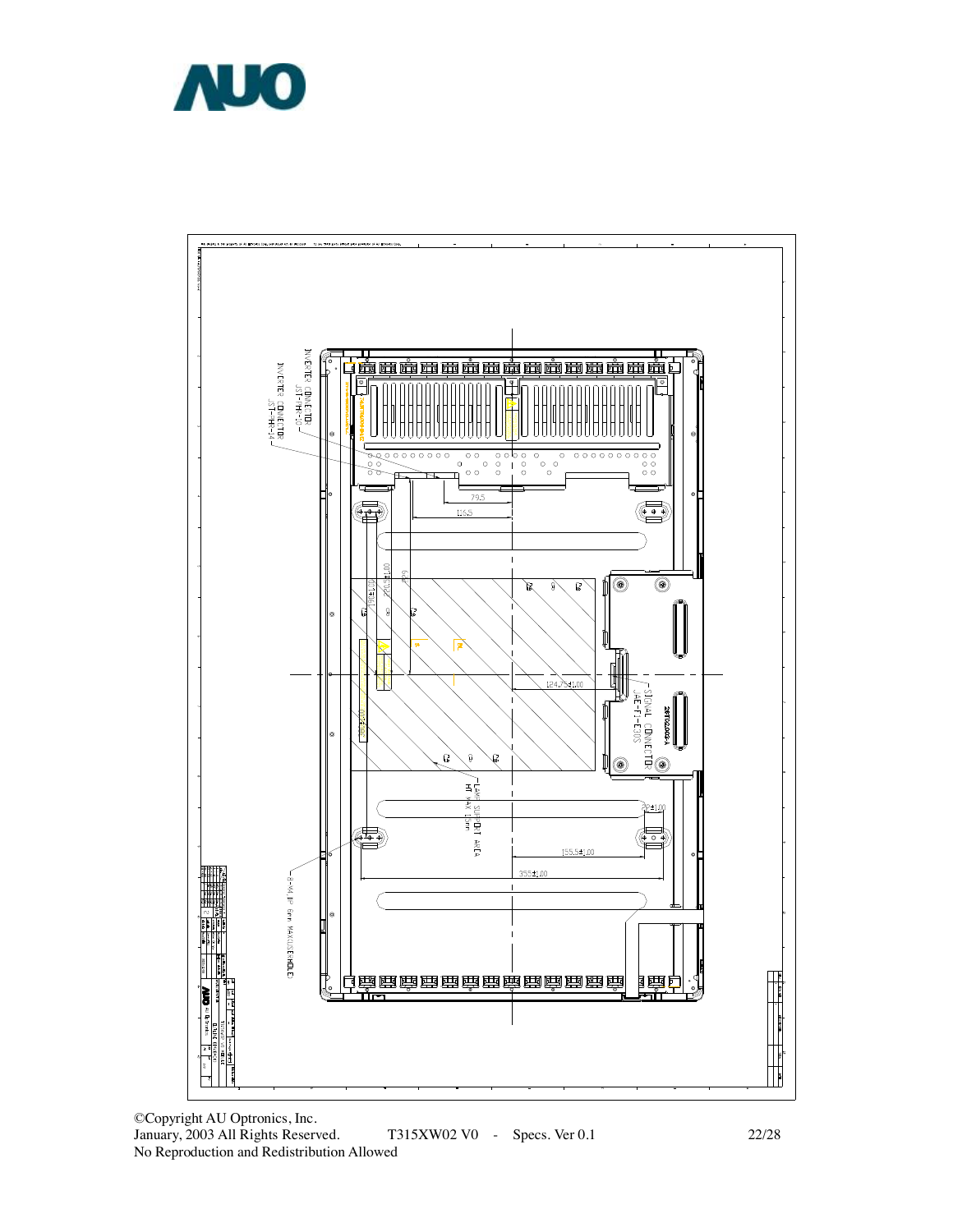INVERTER CONNECTOR
JST-HR-10

INVERTER CONNECTOR
JST-HR-14

79.5

116.5

SIGNAL CONNECTOR
JAE-FI-E30S

124.75±1.00

LAMP SUPPORT AREA
HT MAX 10mm

155.5±1.00

355±1.00

8-M4, DP 6mm MAX(USE HOLE)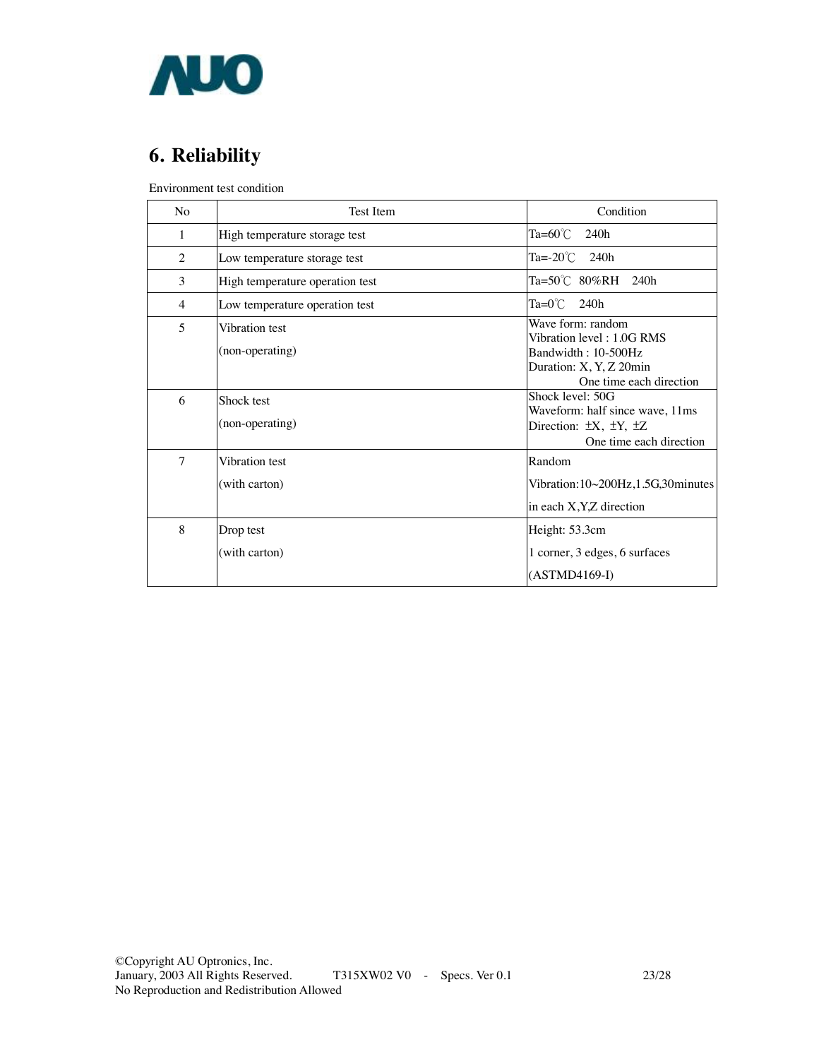# 6. Reliability

Environment test condition

| No | Test Item | Condition |
|---|---|---|
| 1 | High temperature storage test | Ta=60℃ 240h |
| 2 | Low temperature storage test | Ta=-20℃ 240h |
| 3 | High temperature operation test | Ta=50℃ 80%RH 240h |
| 4 | Low temperature operation test | Ta=0℃ 240h |
| 5 | Vibration test<br>(non-operating) | Wave form: random<br>Vibration level : 1.0G RMS<br>Bandwidth : 10-500Hz<br>Duration: X, Y, Z 20min<br>One time each direction |
| 6 | Shock test<br>(non-operating) | Shock level: 50G<br>Waveform: half since wave, 11ms<br>Direction: ±X, ±Y, ±Z<br>One time each direction |
| 7 | Vibration test<br>(with carton) | Random<br>Vibration:10~200Hz,1.5G,30minutes<br>in each X,Y,Z direction |
| 8 | Drop test<br>(with carton) | Height: 53.3cm<br>1 corner, 3 edges, 6 surfaces<br>(ASTMD4169-I) |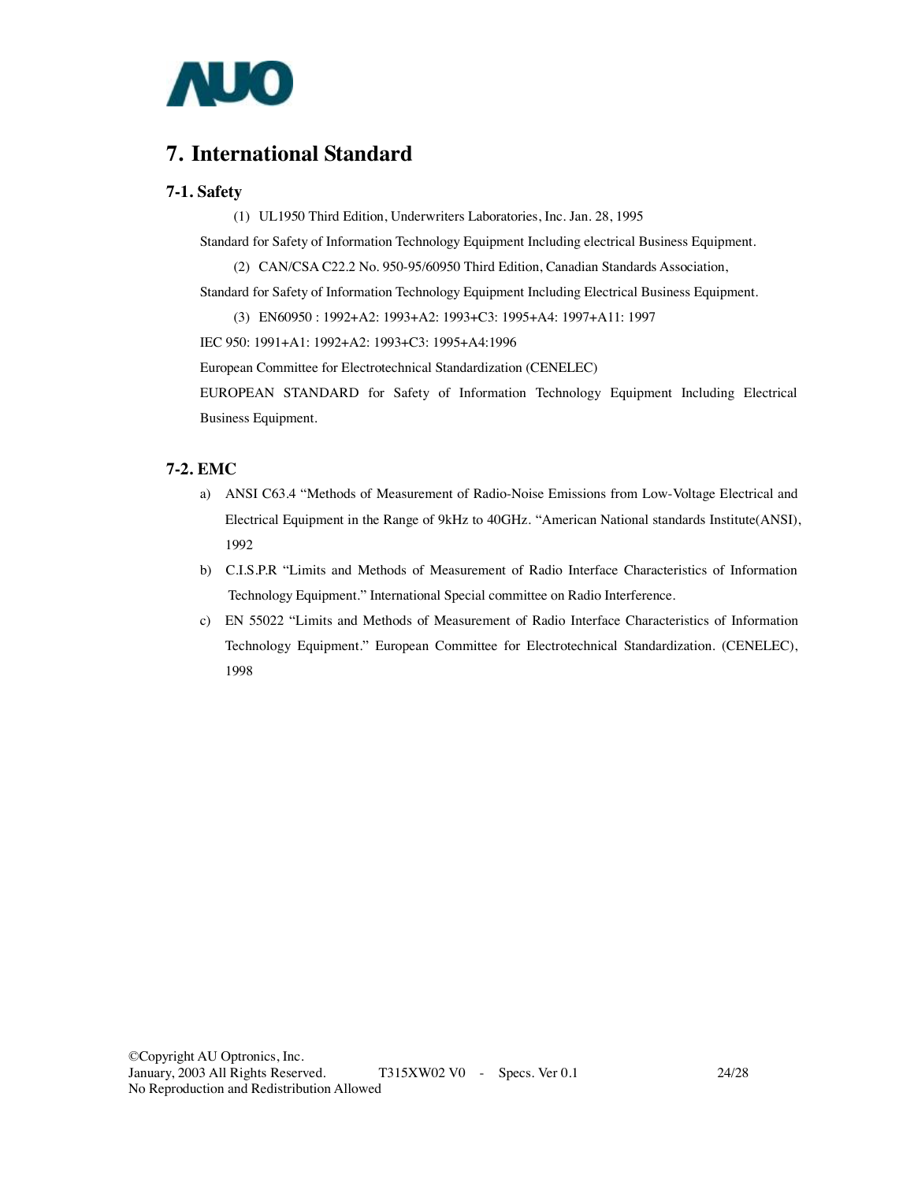# 7. International Standard

## 7-1. Safety

(1) UL1950 Third Edition, Underwriters Laboratories, Inc. Jan. 28, 1995

Standard for Safety of Information Technology Equipment Including electrical Business Equipment.

(2) CAN/CSA C22.2 No. 950-95/60950 Third Edition, Canadian Standards Association,

Standard for Safety of Information Technology Equipment Including Electrical Business Equipment.

(3) EN60950 : 1992+A2: 1993+A2: 1993+C3: 1995+A4: 1997+A11: 1997

IEC 950: 1991+A1: 1992+A2: 1993+C3: 1995+A4:1996

European Committee for Electrotechnical Standardization (CENELEC)

EUROPEAN STANDARD for Safety of Information Technology Equipment Including Electrical Business Equipment.

## 7-2. EMC

a) ANSI C63.4 "Methods of Measurement of Radio-Noise Emissions from Low-Voltage Electrical and Electrical Equipment in the Range of 9kHz to 40GHz. "American National standards Institute(ANSI), 1992

b) C.I.S.P.R "Limits and Methods of Measurement of Radio Interface Characteristics of Information Technology Equipment." International Special committee on Radio Interference.

c) EN 55022 "Limits and Methods of Measurement of Radio Interface Characteristics of Information Technology Equipment." European Committee for Electrotechnical Standardization. (CENELEC), 1998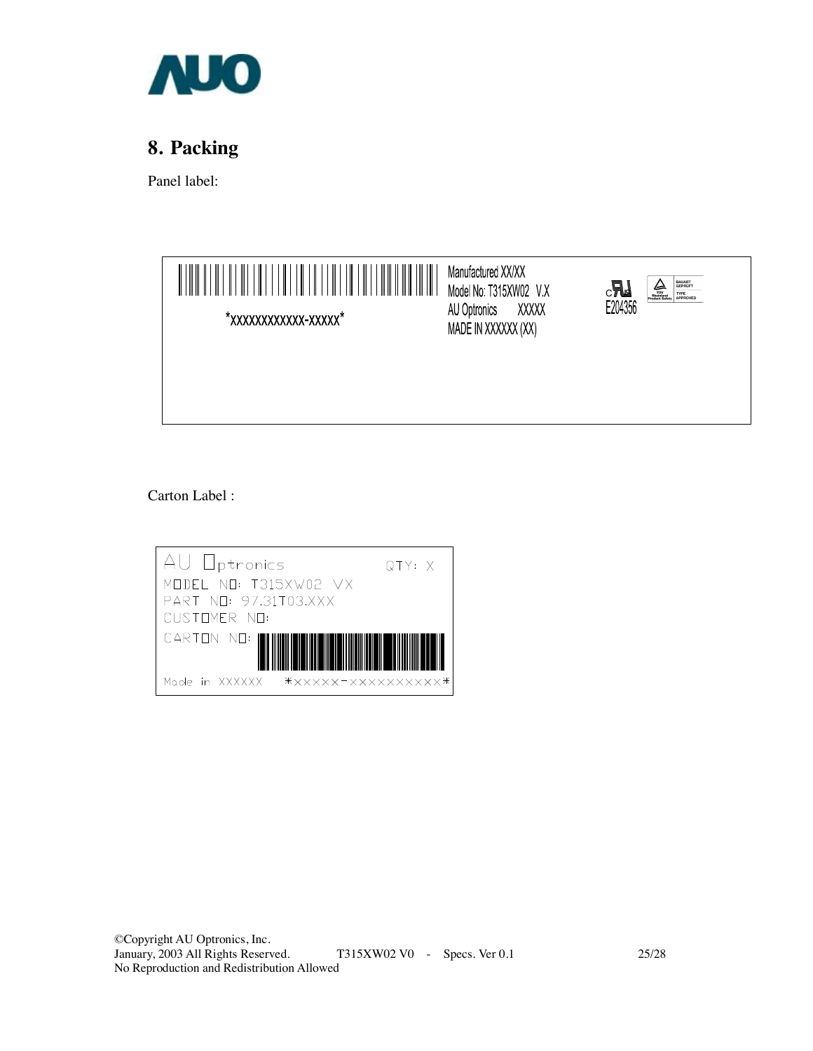## 8. Packing

Panel label:

*xxxxxxxxxxxx-xxxxx*

Manufactured XX/XX
Model No: T315XW02 V.X
AU Optronics XXXXX
MADE IN XXXXXX (XX)

E204356

BAUART GEPRÜFT
TYPE APPROVED

Carton Label :

AU Optronics QTY: X
MODEL NO: T315XW02 VX
PART NO: 97.31T03.XXX
CUSTOMER NO:
CARTON NO:
Made in XXXXXX *XXXXX-XXXXXXXXXX*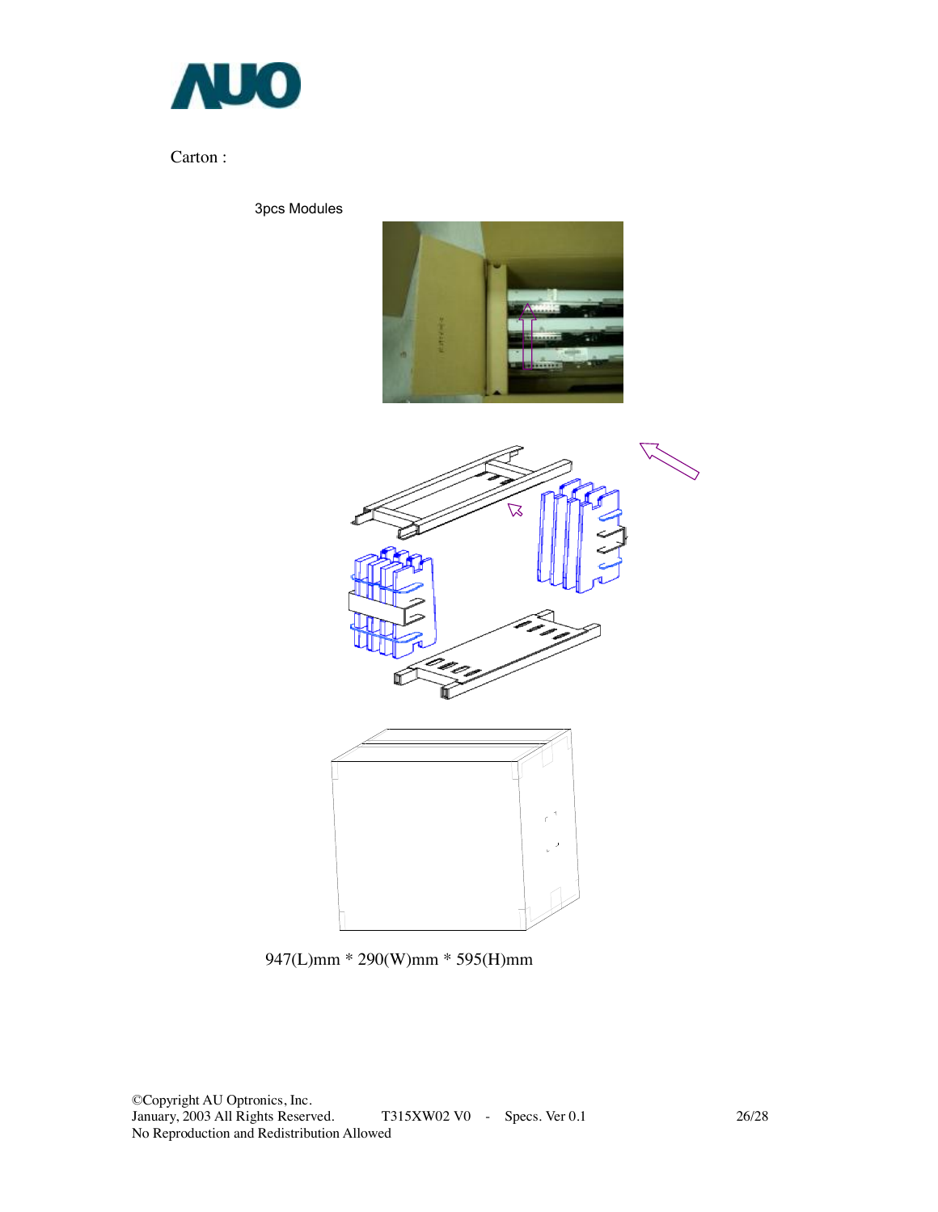Carton :

3pcs Modules

947(L)mm * 290(W)mm * 595(H)mm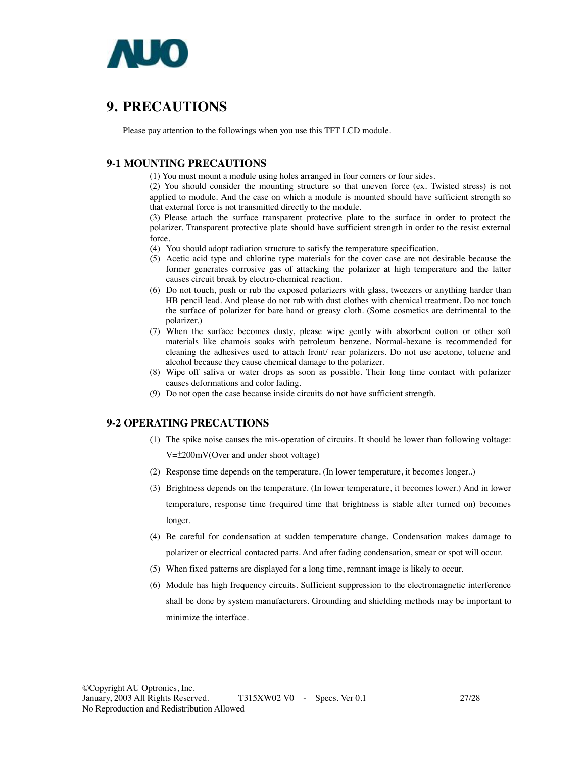# 9. PRECAUTIONS

Please pay attention to the followings when you use this TFT LCD module.

## 9-1 MOUNTING PRECAUTIONS

(1) You must mount a module using holes arranged in four corners or four sides.

(2) You should consider the mounting structure so that uneven force (ex. Twisted stress) is not applied to module. And the case on which a module is mounted should have sufficient strength so that external force is not transmitted directly to the module.

(3) Please attach the surface transparent protective plate to the surface in order to protect the polarizer. Transparent protective plate should have sufficient strength in order to the resist external force.

(4) You should adopt radiation structure to satisfy the temperature specification.

(5) Acetic acid type and chlorine type materials for the cover case are not desirable because the former generates corrosive gas of attacking the polarizer at high temperature and the latter causes circuit break by electro-chemical reaction.

(6) Do not touch, push or rub the exposed polarizers with glass, tweezers or anything harder than HB pencil lead. And please do not rub with dust clothes with chemical treatment. Do not touch the surface of polarizer for bare hand or greasy cloth. (Some cosmetics are detrimental to the polarizer.)

(7) When the surface becomes dusty, please wipe gently with absorbent cotton or other soft materials like chamois soaks with petroleum benzene. Normal-hexane is recommended for cleaning the adhesives used to attach front/ rear polarizers. Do not use acetone, toluene and alcohol because they cause chemical damage to the polarizer.

(8) Wipe off saliva or water drops as soon as possible. Their long time contact with polarizer causes deformations and color fading.

(9) Do not open the case because inside circuits do not have sufficient strength.

## 9-2 OPERATING PRECAUTIONS

(1) The spike noise causes the mis-operation of circuits. It should be lower than following voltage: V=±200mV(Over and under shoot voltage)

(2) Response time depends on the temperature. (In lower temperature, it becomes longer..)

(3) Brightness depends on the temperature. (In lower temperature, it becomes lower.) And in lower temperature, response time (required time that brightness is stable after turned on) becomes longer.

(4) Be careful for condensation at sudden temperature change. Condensation makes damage to polarizer or electrical contacted parts. And after fading condensation, smear or spot will occur.

(5) When fixed patterns are displayed for a long time, remnant image is likely to occur.

(6) Module has high frequency circuits. Sufficient suppression to the electromagnetic interference shall be done by system manufacturers. Grounding and shielding methods may be important to minimize the interface.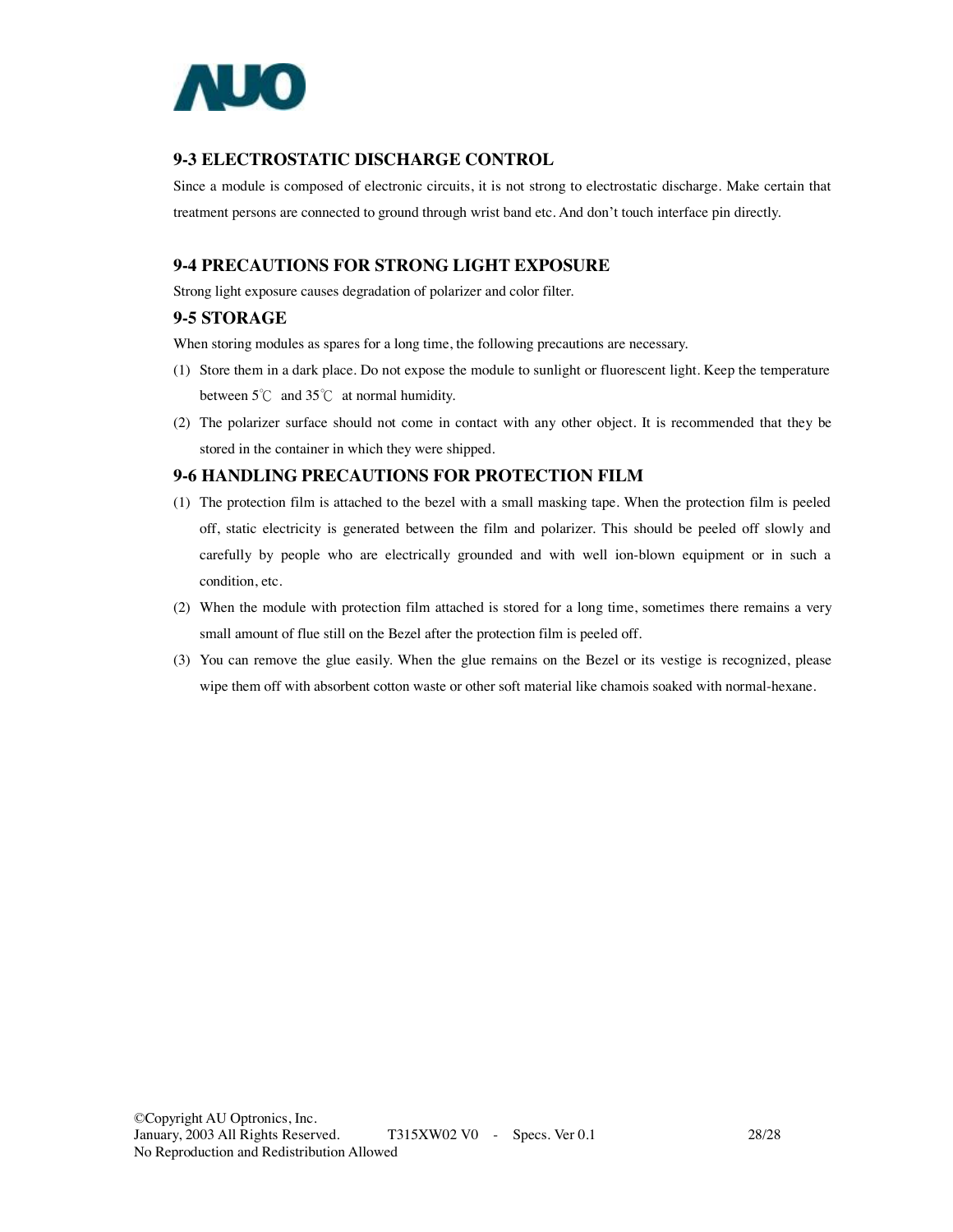## 9-3 ELECTROSTATIC DISCHARGE CONTROL

Since a module is composed of electronic circuits, it is not strong to electrostatic discharge. Make certain that treatment persons are connected to ground through wrist band etc. And don't touch interface pin directly.

## 9-4 PRECAUTIONS FOR STRONG LIGHT EXPOSURE

Strong light exposure causes degradation of polarizer and color filter.

## 9-5 STORAGE

When storing modules as spares for a long time, the following precautions are necessary.

(1) Store them in a dark place. Do not expose the module to sunlight or fluorescent light. Keep the temperature between 5℃ and 35℃ at normal humidity.

(2) The polarizer surface should not come in contact with any other object. It is recommended that they be stored in the container in which they were shipped.

## 9-6 HANDLING PRECAUTIONS FOR PROTECTION FILM

(1) The protection film is attached to the bezel with a small masking tape. When the protection film is peeled off, static electricity is generated between the film and polarizer. This should be peeled off slowly and carefully by people who are electrically grounded and with well ion-blown equipment or in such a condition, etc.

(2) When the module with protection film attached is stored for a long time, sometimes there remains a very small amount of flue still on the Bezel after the protection film is peeled off.

(3) You can remove the glue easily. When the glue remains on the Bezel or its vestige is recognized, please wipe them off with absorbent cotton waste or other soft material like chamois soaked with normal-hexane.